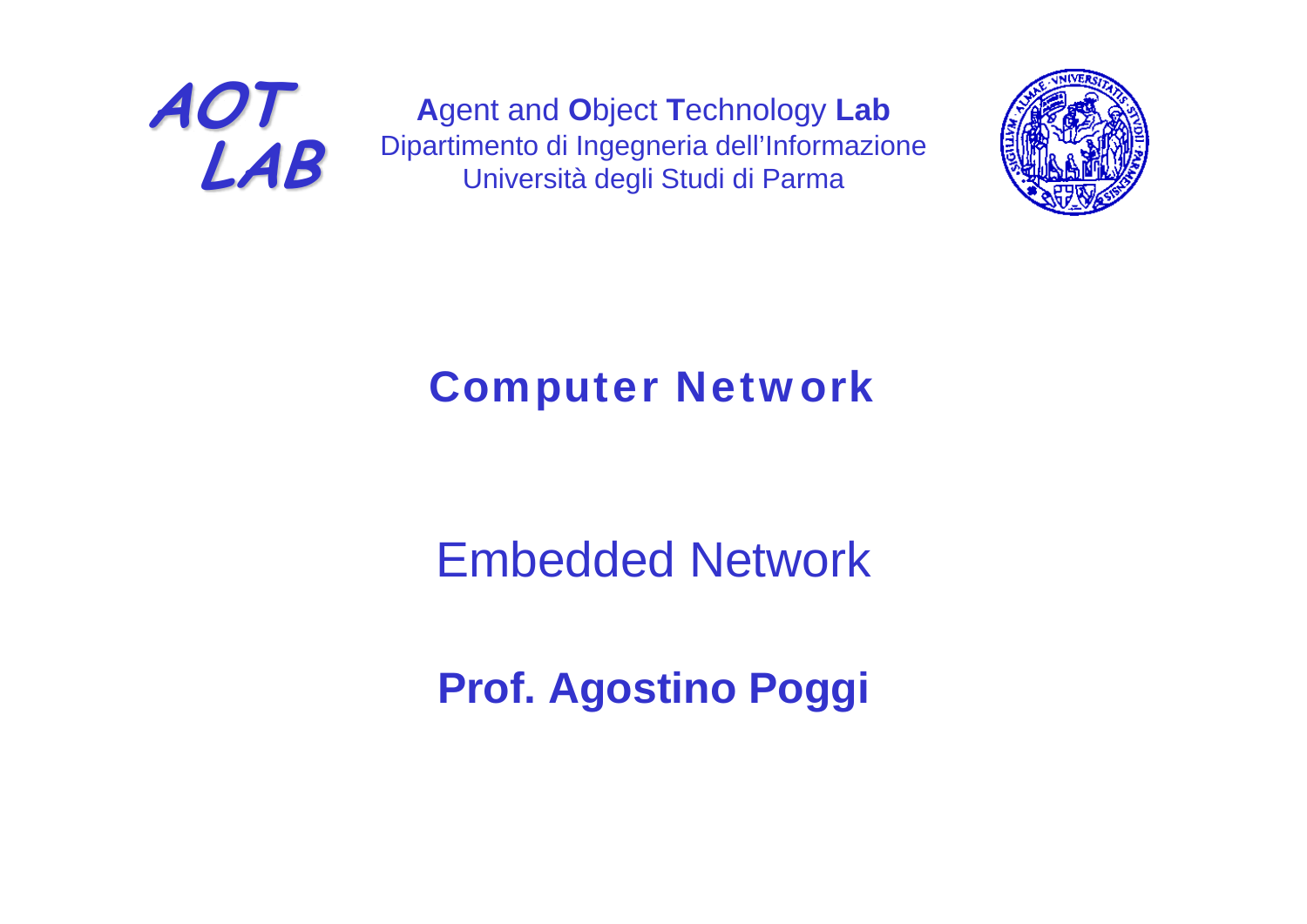AOT LAB

**A**gent and **O**bject **T**echnology **Lab**
Dipartimento di Ingegneria dell'Informazione
Università degli Studi di Parma

# Computer Network

## Embedded Network

**Prof. Agostino Poggi**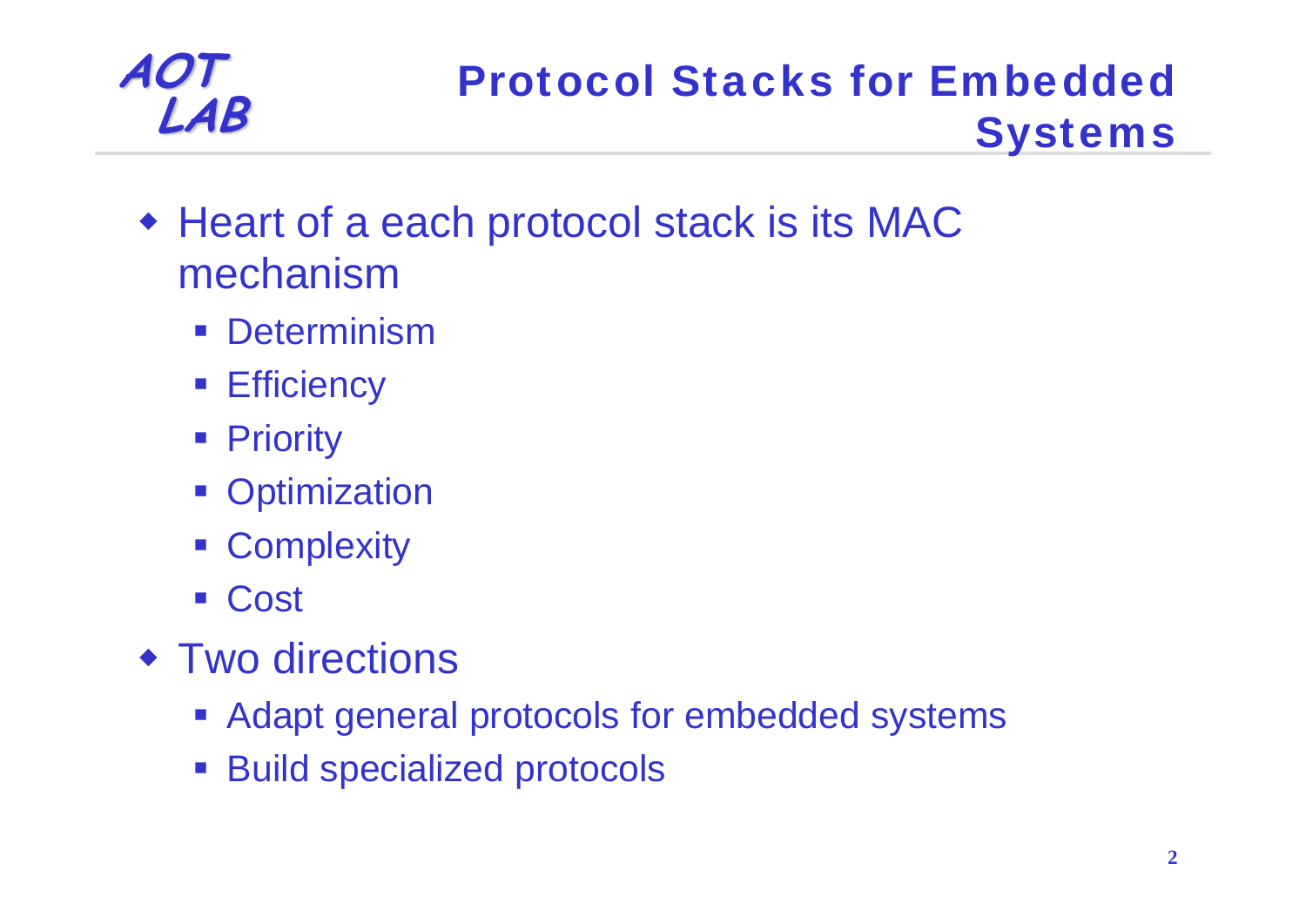## Protocol Stacks for Embedded Systems

- Heart of a each protocol stack is its MAC mechanism
  - Determinism
  - Efficiency
  - Priority
  - Optimization
  - Complexity
  - Cost
- Two directions
  - Adapt general protocols for embedded systems
  - Build specialized protocols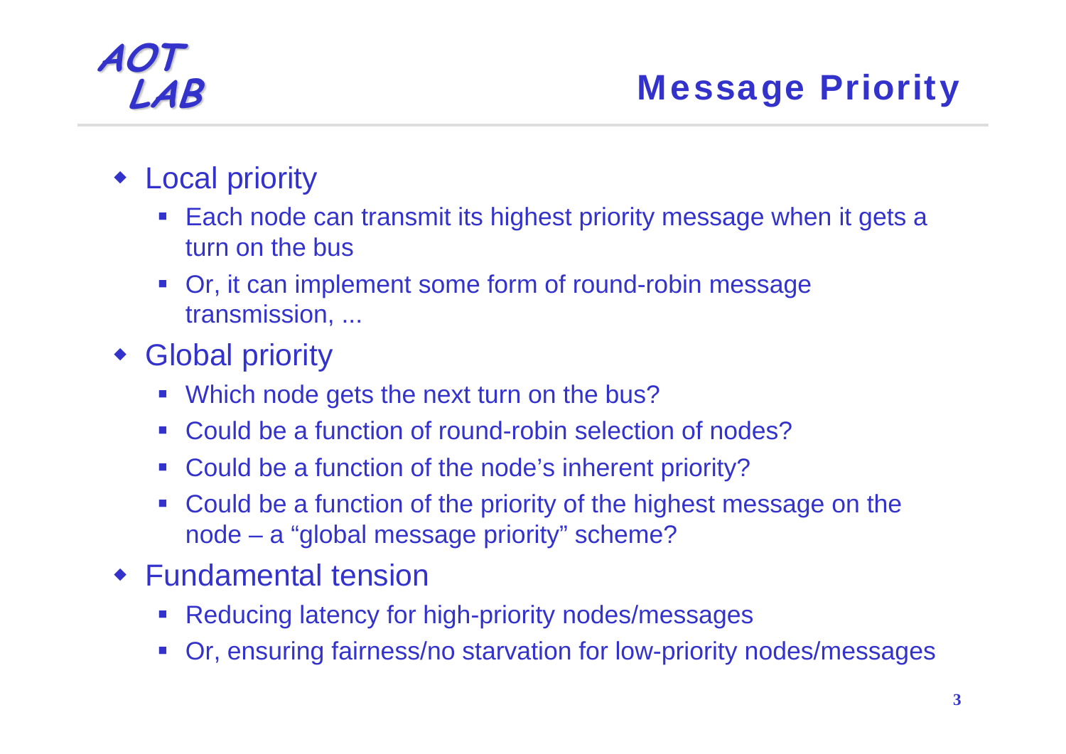# Message Priority

- Local priority
  - Each node can transmit its highest priority message when it gets a turn on the bus
  - Or, it can implement some form of round-robin message transmission, ...
- Global priority
  - Which node gets the next turn on the bus?
  - Could be a function of round-robin selection of nodes?
  - Could be a function of the node's inherent priority?
  - Could be a function of the priority of the highest message on the node – a "global message priority" scheme?
- Fundamental tension
  - Reducing latency for high-priority nodes/messages
  - Or, ensuring fairness/no starvation for low-priority nodes/messages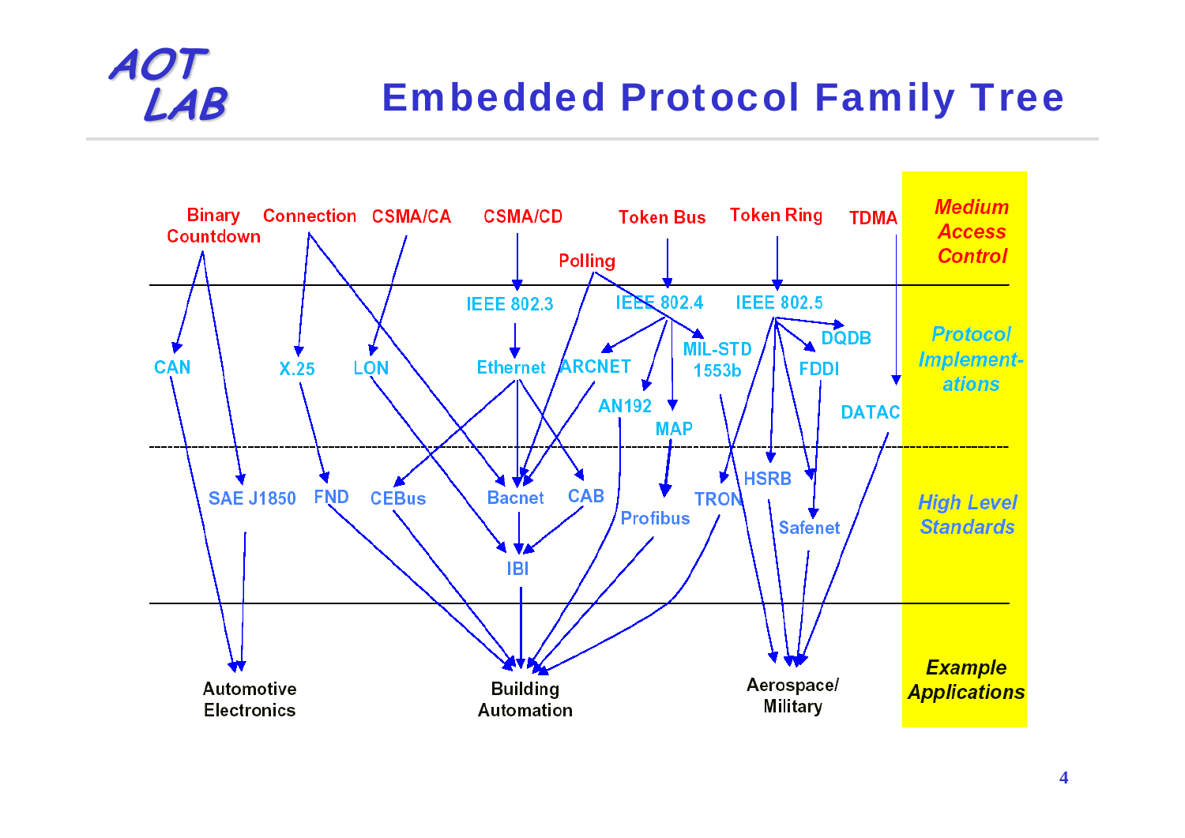# Embedded Protocol Family Tree

**Medium Access Control:** Binary Countdown, Connection, CSMA/CA, CSMA/CD, Polling, Token Bus, Token Ring, TDMA

**Protocol Implementations:** CAN, X.25, LON, IEEE 802.3, Ethernet, ARCNET, IEEE 802.4, AN192, MAP, MIL-STD 1553b, IEEE 802.5, DQDB, FDDI, DATAC

**High Level Standards:** SAE J1850, FND, CEBus, Bacnet, CAB, IBI, Profibus, TRON, HSRB, Safenet

**Example Applications:** Automotive Electronics, Building Automation, Aerospace/ Military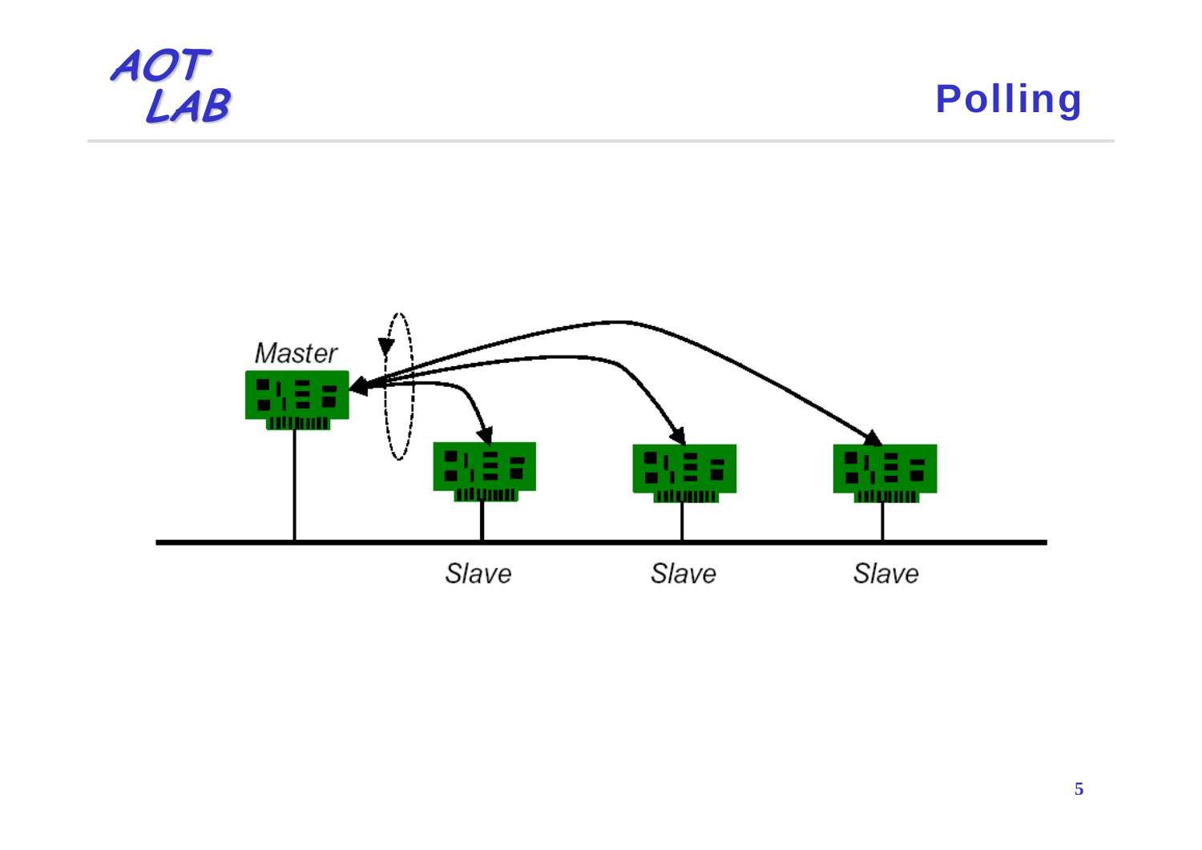# Polling

Master

Slave Slave Slave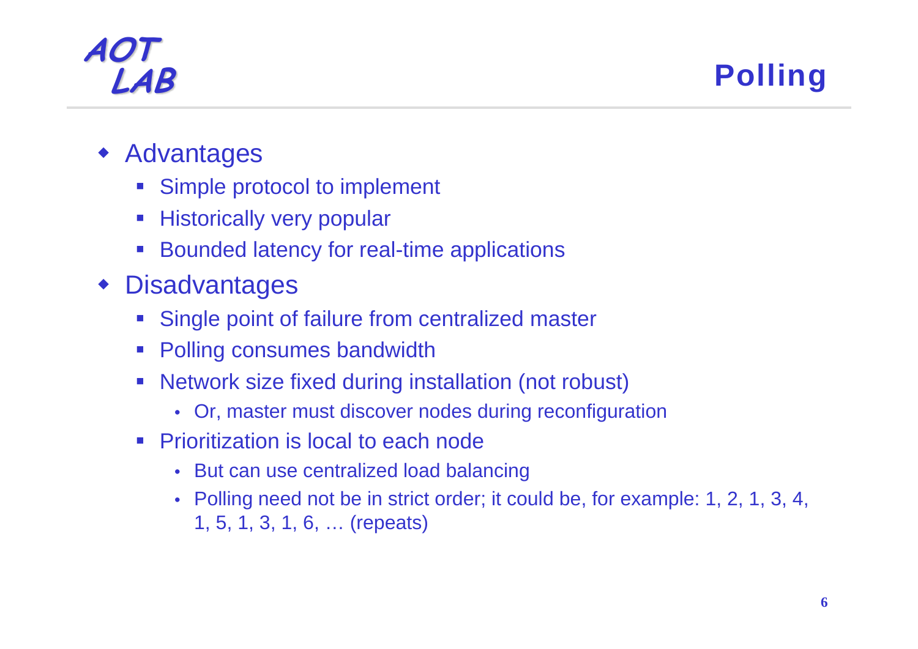# Polling

- Advantages
  - Simple protocol to implement
  - Historically very popular
  - Bounded latency for real-time applications
- Disadvantages
  - Single point of failure from centralized master
  - Polling consumes bandwidth
  - Network size fixed during installation (not robust)
    - Or, master must discover nodes during reconfiguration
  - Prioritization is local to each node
    - But can use centralized load balancing
    - Polling need not be in strict order; it could be, for example: 1, 2, 1, 3, 4, 1, 5, 1, 3, 1, 6, … (repeats)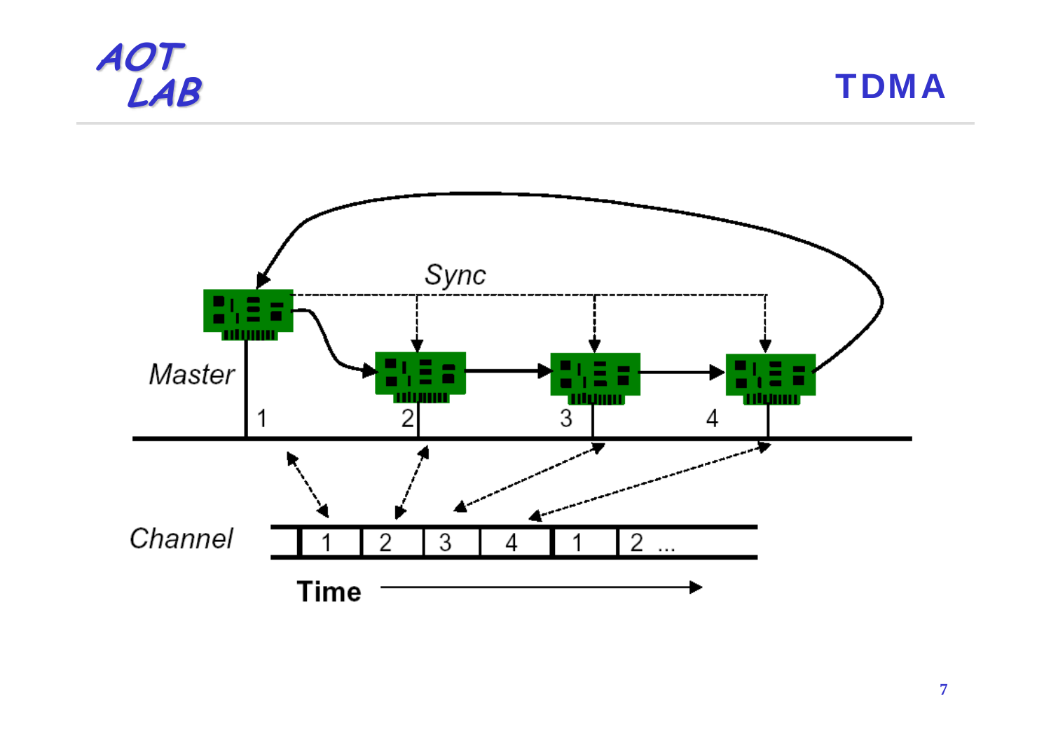# TDMA

Sync

Master

1 2 3 4

Channel

| 1 | 2 | 3 | 4 | 1 | 2 ... |
|---|---|---|---|---|---|

Time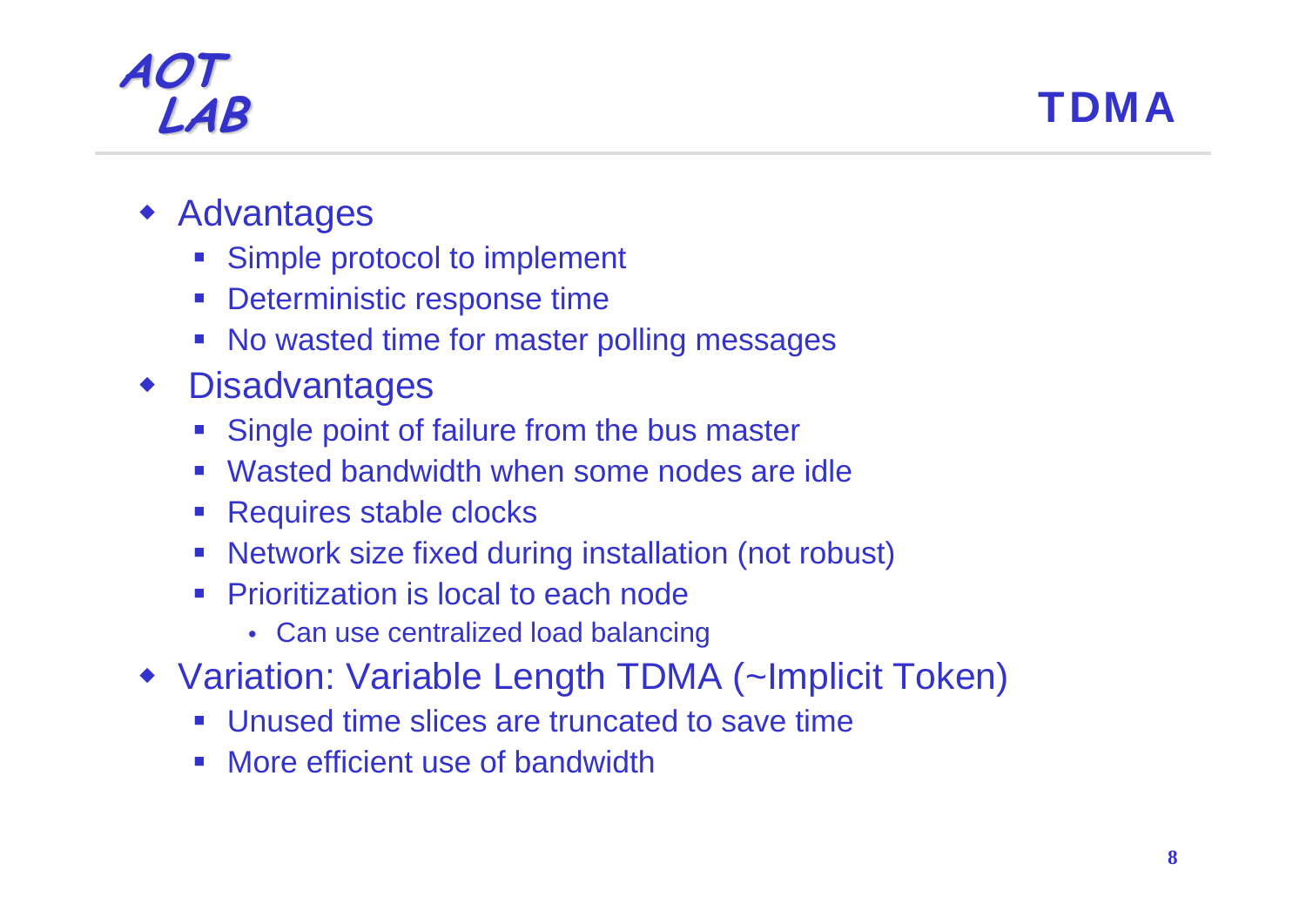# TDMA

- Advantages
  - Simple protocol to implement
  - Deterministic response time
  - No wasted time for master polling messages
- Disadvantages
  - Single point of failure from the bus master
  - Wasted bandwidth when some nodes are idle
  - Requires stable clocks
  - Network size fixed during installation (not robust)
  - Prioritization is local to each node
    - Can use centralized load balancing
- Variation: Variable Length TDMA (~Implicit Token)
  - Unused time slices are truncated to save time
  - More efficient use of bandwidth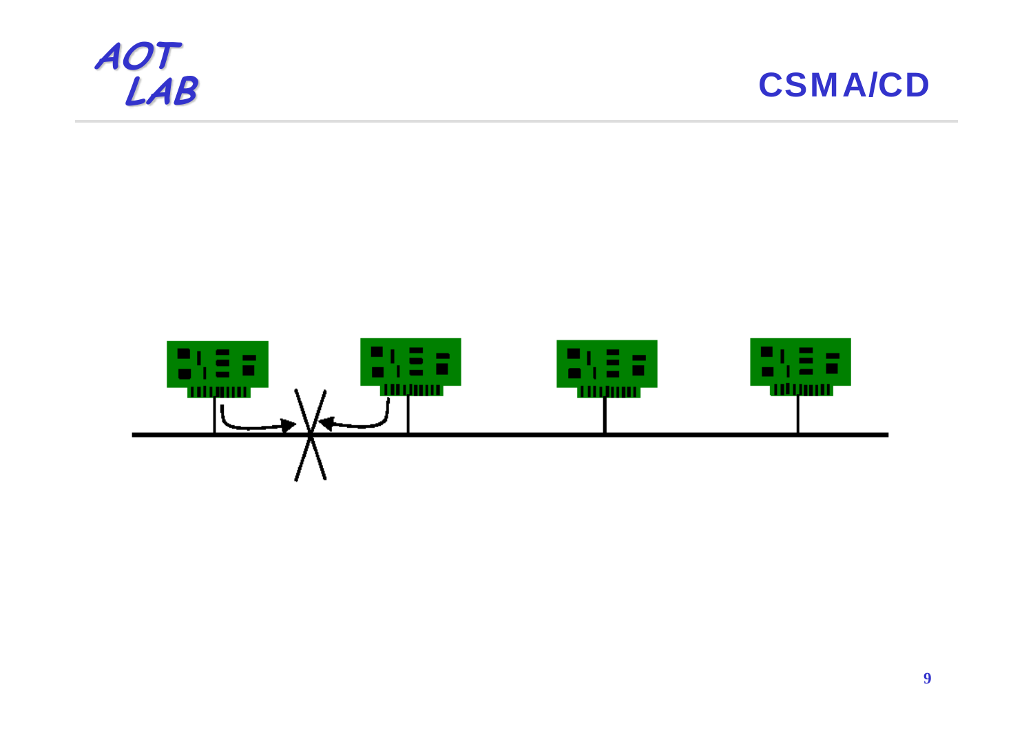# CSMA/CD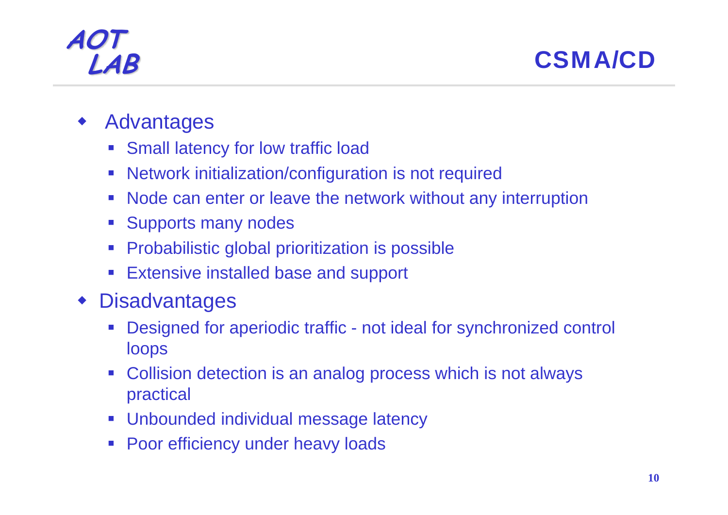# CSMA/CD

- Advantages
  - Small latency for low traffic load
  - Network initialization/configuration is not required
  - Node can enter or leave the network without any interruption
  - Supports many nodes
  - Probabilistic global prioritization is possible
  - Extensive installed base and support
- Disadvantages
  - Designed for aperiodic traffic - not ideal for synchronized control loops
  - Collision detection is an analog process which is not always practical
  - Unbounded individual message latency
  - Poor efficiency under heavy loads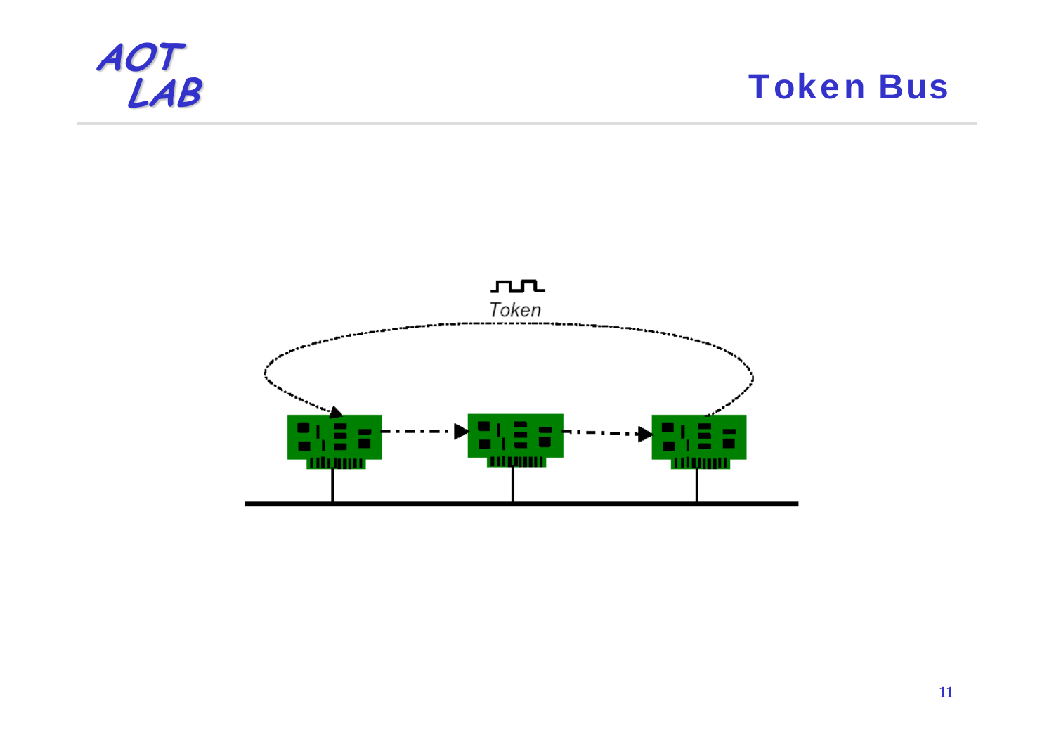# Token Bus

Token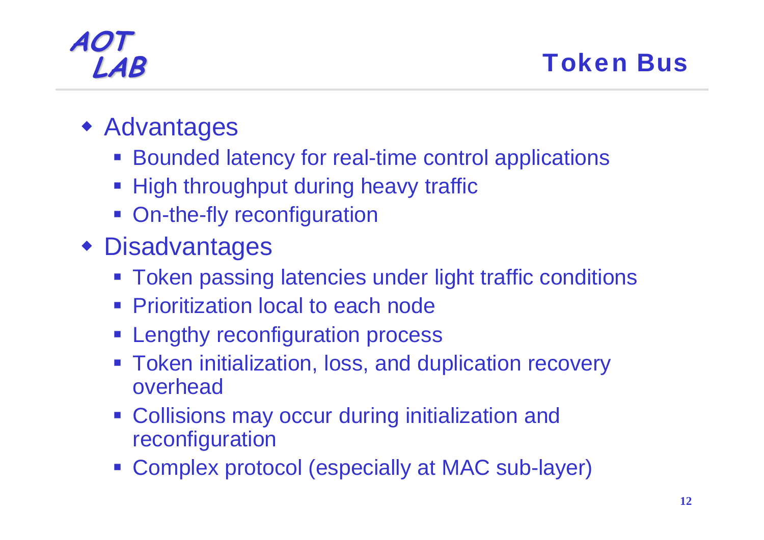# Token Bus

- Advantages
  - Bounded latency for real-time control applications
  - High throughput during heavy traffic
  - On-the-fly reconfiguration
- Disadvantages
  - Token passing latencies under light traffic conditions
  - Prioritization local to each node
  - Lengthy reconfiguration process
  - Token initialization, loss, and duplication recovery overhead
  - Collisions may occur during initialization and reconfiguration
  - Complex protocol (especially at MAC sub-layer)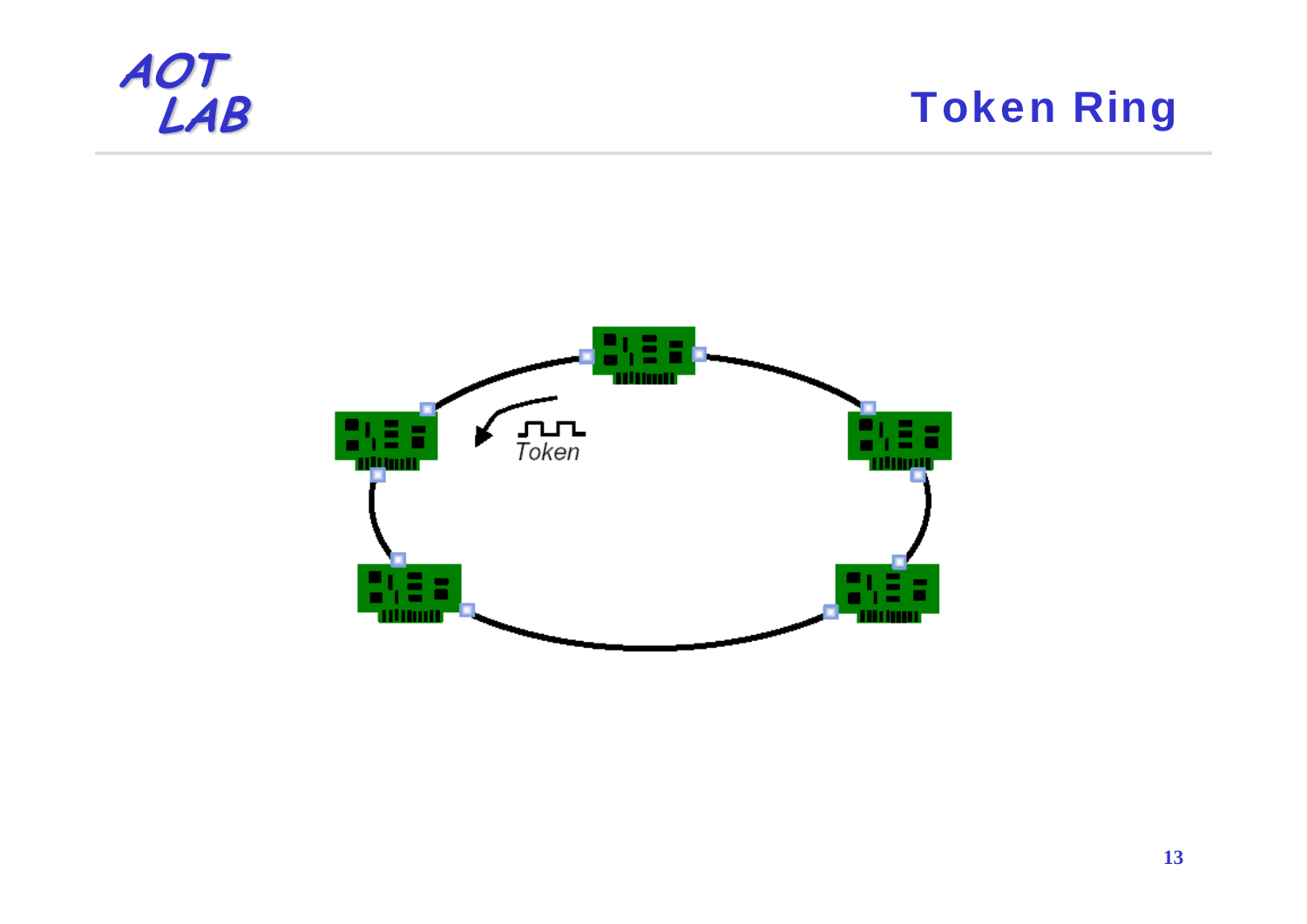# Token Ring

Token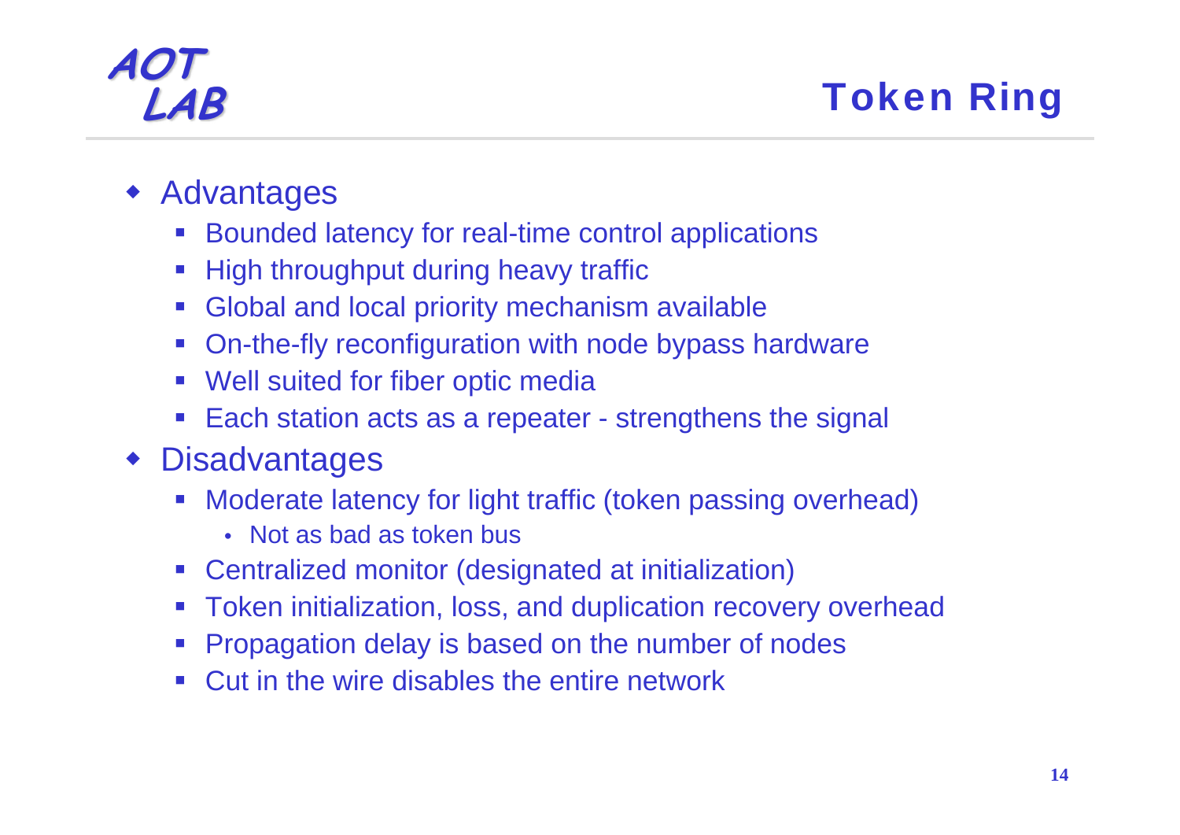# Token Ring

- Advantages
  - Bounded latency for real-time control applications
  - High throughput during heavy traffic
  - Global and local priority mechanism available
  - On-the-fly reconfiguration with node bypass hardware
  - Well suited for fiber optic media
  - Each station acts as a repeater - strengthens the signal
- Disadvantages
  - Moderate latency for light traffic (token passing overhead)
    - Not as bad as token bus
  - Centralized monitor (designated at initialization)
  - Token initialization, loss, and duplication recovery overhead
  - Propagation delay is based on the number of nodes
  - Cut in the wire disables the entire network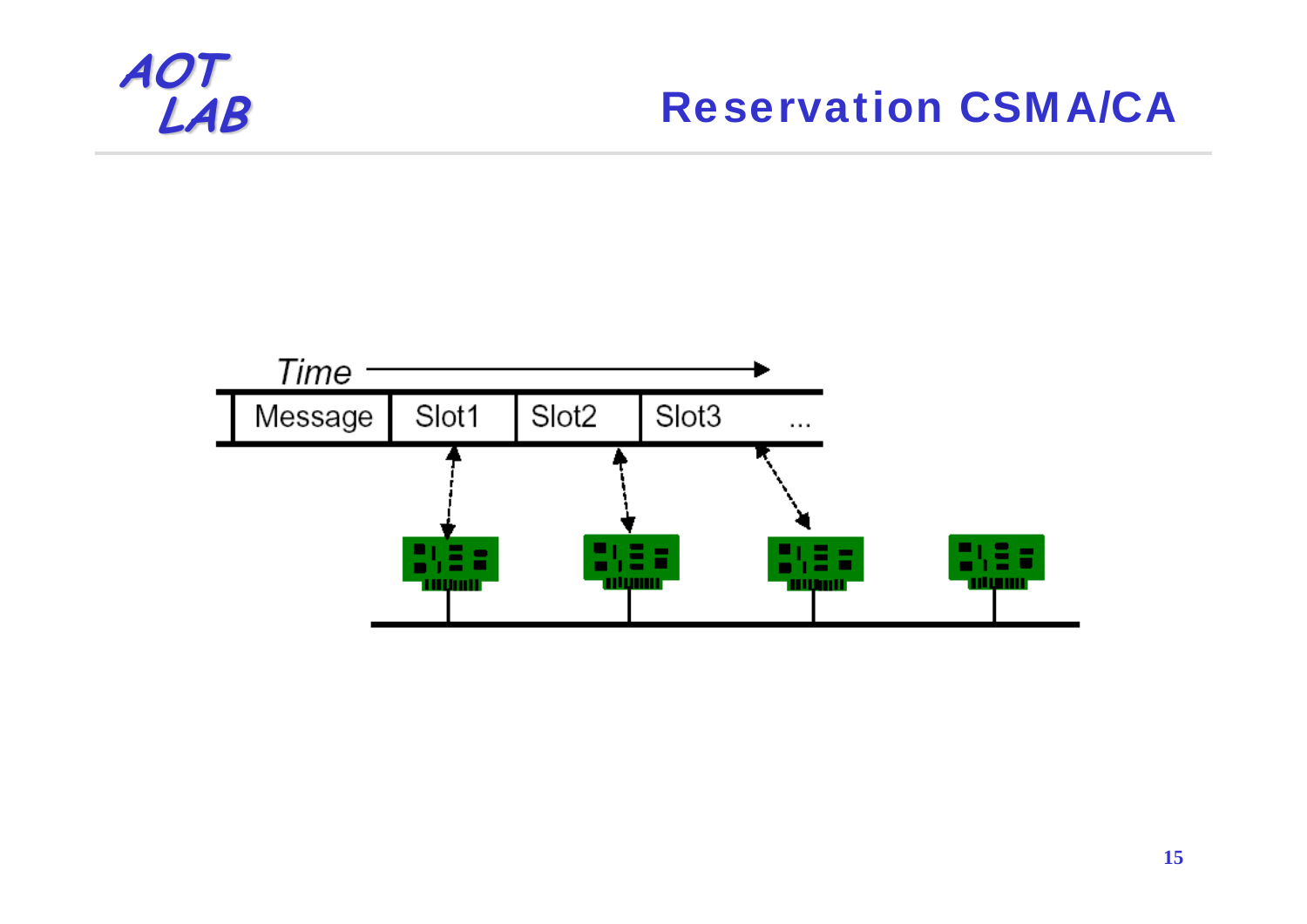# Reservation CSMA/CA

| Message | Slot1 | Slot2 | Slot3 | ... |
|---|---|---|---|---|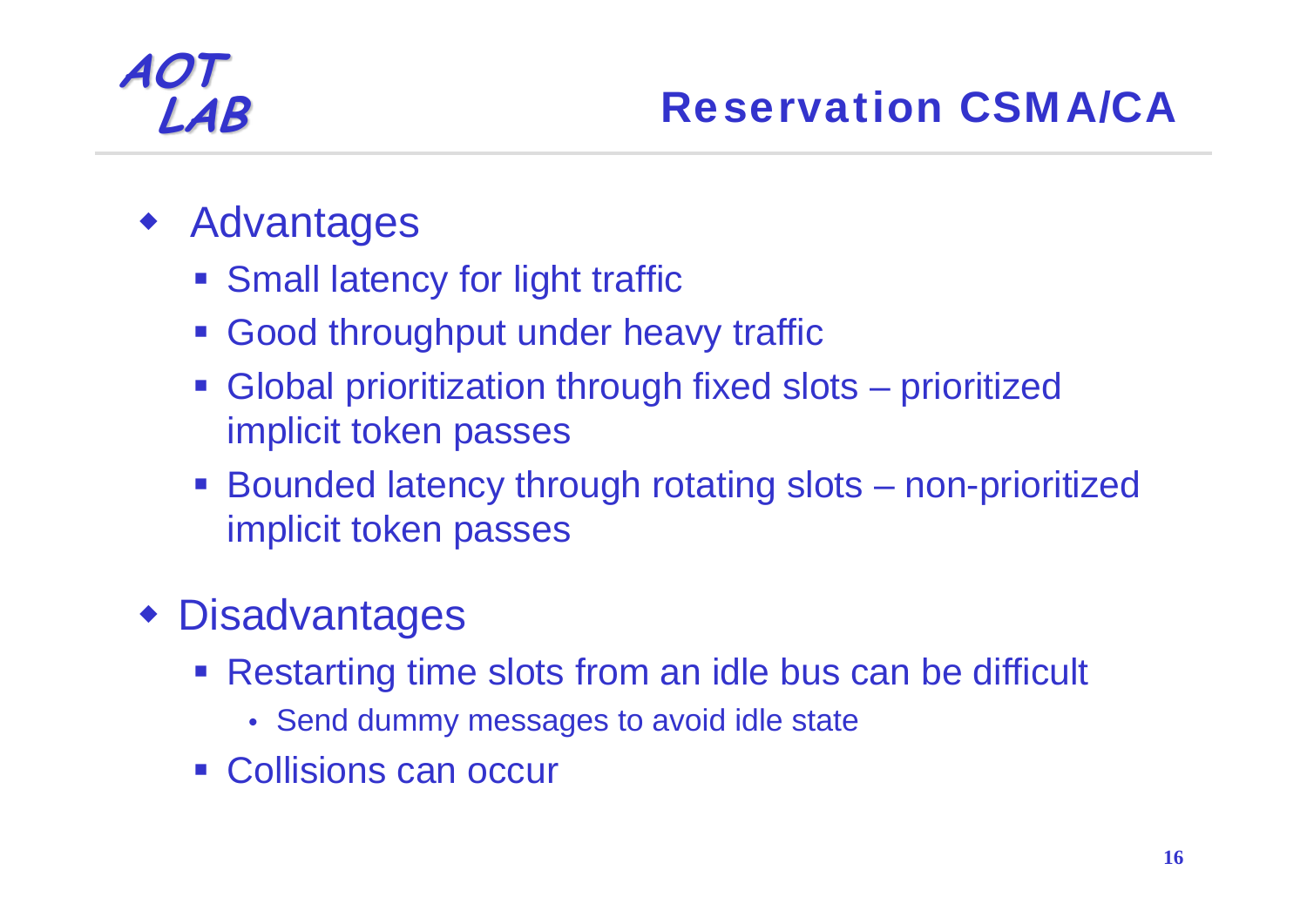# Reservation CSMA/CA

- Advantages
  - Small latency for light traffic
  - Good throughput under heavy traffic
  - Global prioritization through fixed slots – prioritized implicit token passes
  - Bounded latency through rotating slots – non-prioritized implicit token passes
- Disadvantages
  - Restarting time slots from an idle bus can be difficult
    - Send dummy messages to avoid idle state
  - Collisions can occur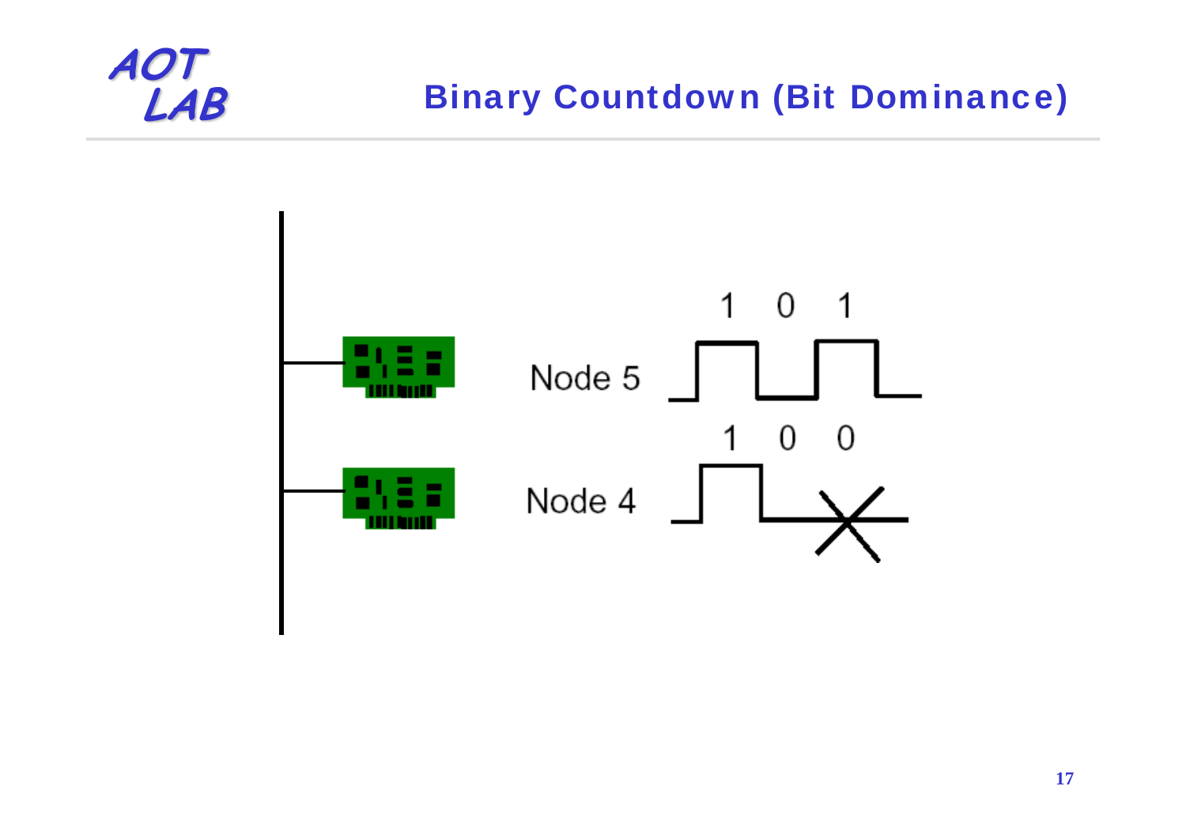# Binary Countdown (Bit Dominance)

Node 5: 1 0 1

Node 4: 1 0 0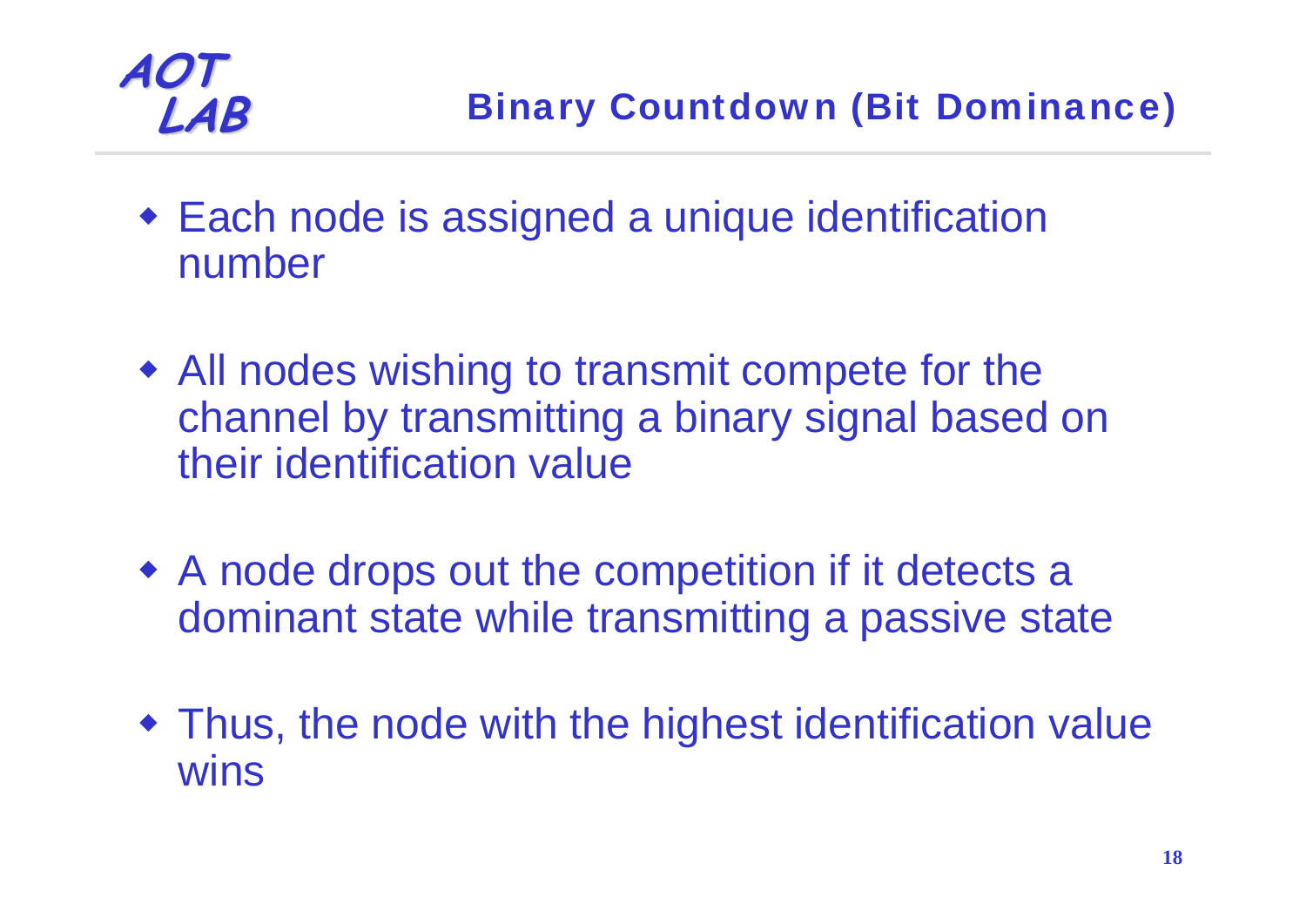## Binary Countdown (Bit Dominance)

- Each node is assigned a unique identification number
- All nodes wishing to transmit compete for the channel by transmitting a binary signal based on their identification value
- A node drops out the competition if it detects a dominant state while transmitting a passive state
- Thus, the node with the highest identification value wins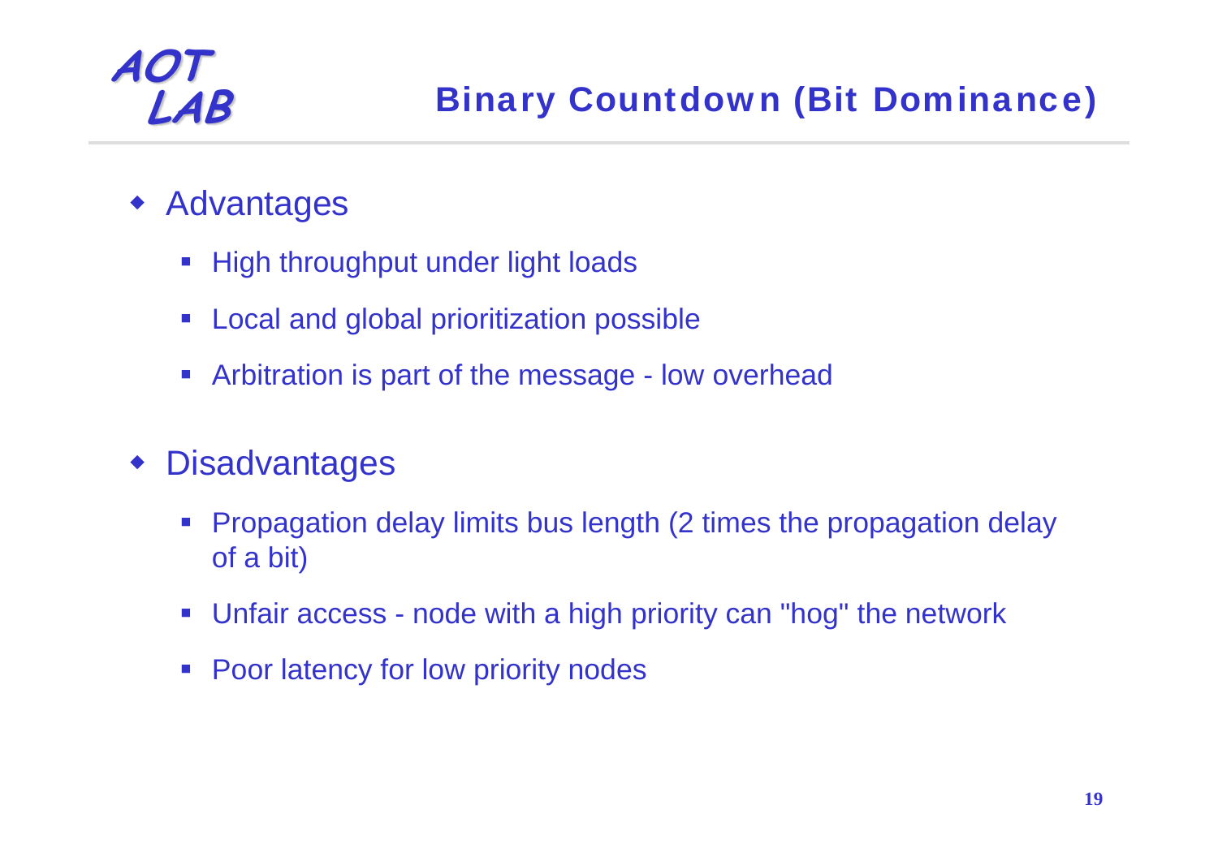# Binary Countdown (Bit Dominance)

- Advantages
  - High throughput under light loads
  - Local and global prioritization possible
  - Arbitration is part of the message - low overhead
- Disadvantages
  - Propagation delay limits bus length (2 times the propagation delay of a bit)
  - Unfair access - node with a high priority can "hog" the network
  - Poor latency for low priority nodes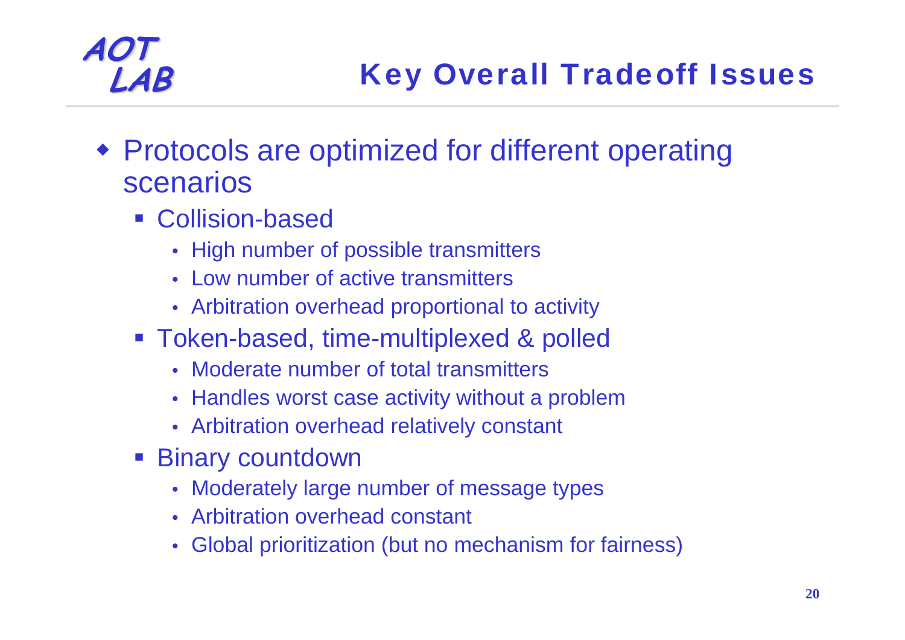# Key Overall Tradeoff Issues

- Protocols are optimized for different operating scenarios
  - Collision-based
    - High number of possible transmitters
    - Low number of active transmitters
    - Arbitration overhead proportional to activity
  - Token-based, time-multiplexed & polled
    - Moderate number of total transmitters
    - Handles worst case activity without a problem
    - Arbitration overhead relatively constant
  - Binary countdown
    - Moderately large number of message types
    - Arbitration overhead constant
    - Global prioritization (but no mechanism for fairness)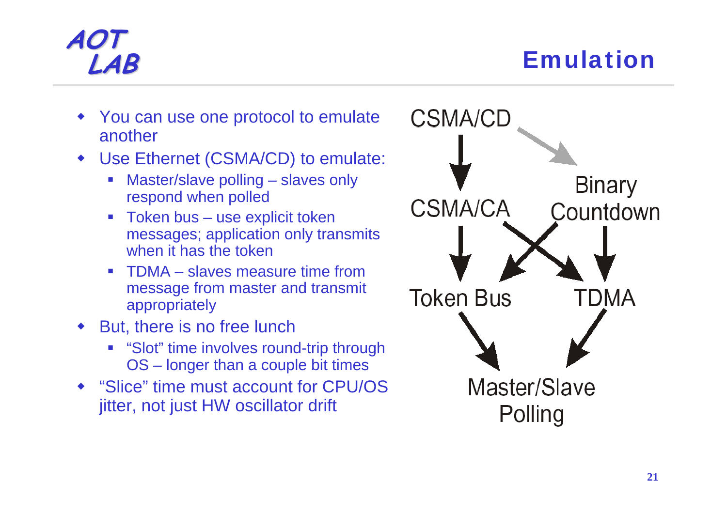# Emulation

- You can use one protocol to emulate another
- Use Ethernet (CSMA/CD) to emulate:
  - Master/slave polling – slaves only respond when polled
  - Token bus – use explicit token messages; application only transmits when it has the token
  - TDMA – slaves measure time from message from master and transmit appropriately
- But, there is no free lunch
  - “Slot” time involves round-trip through OS – longer than a couple bit times
- “Slice” time must account for CPU/OS jitter, not just HW oscillator drift

CSMA/CD

CSMA/CA

Binary Countdown

Token Bus

TDMA

Master/Slave Polling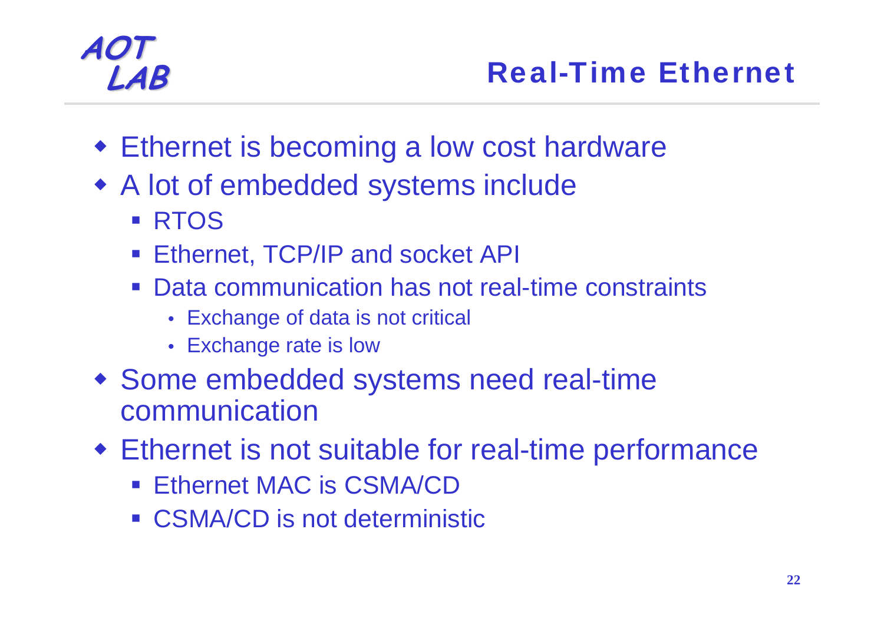# Real-Time Ethernet

- Ethernet is becoming a low cost hardware
- A lot of embedded systems include
  - RTOS
  - Ethernet, TCP/IP and socket API
  - Data communication has not real-time constraints
    - Exchange of data is not critical
    - Exchange rate is low
- Some embedded systems need real-time communication
- Ethernet is not suitable for real-time performance
  - Ethernet MAC is CSMA/CD
  - CSMA/CD is not deterministic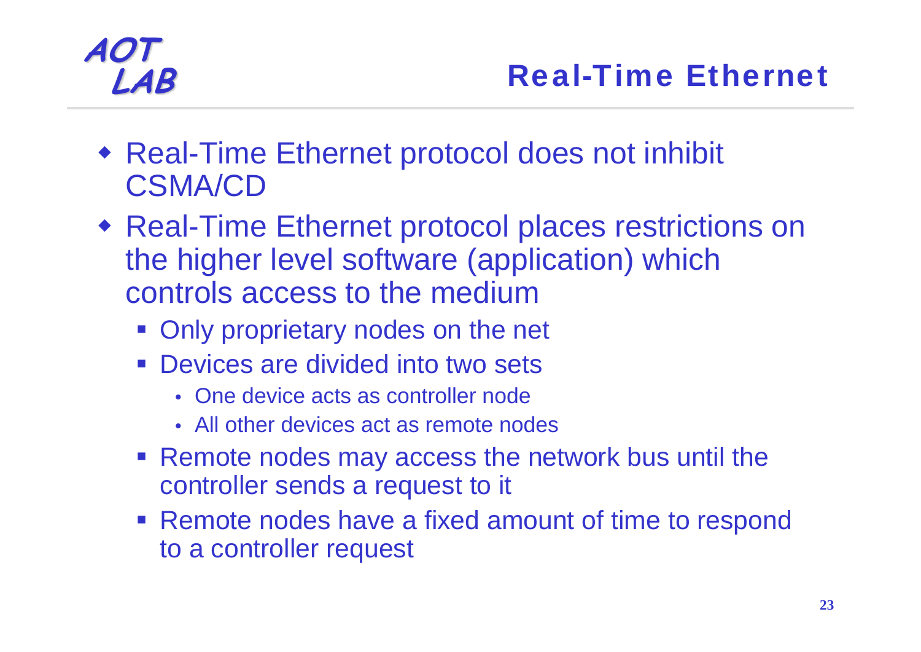# Real-Time Ethernet

- Real-Time Ethernet protocol does not inhibit CSMA/CD
- Real-Time Ethernet protocol places restrictions on the higher level software (application) which controls access to the medium
  - Only proprietary nodes on the net
  - Devices are divided into two sets
    - One device acts as controller node
    - All other devices act as remote nodes
  - Remote nodes may access the network bus until the controller sends a request to it
  - Remote nodes have a fixed amount of time to respond to a controller request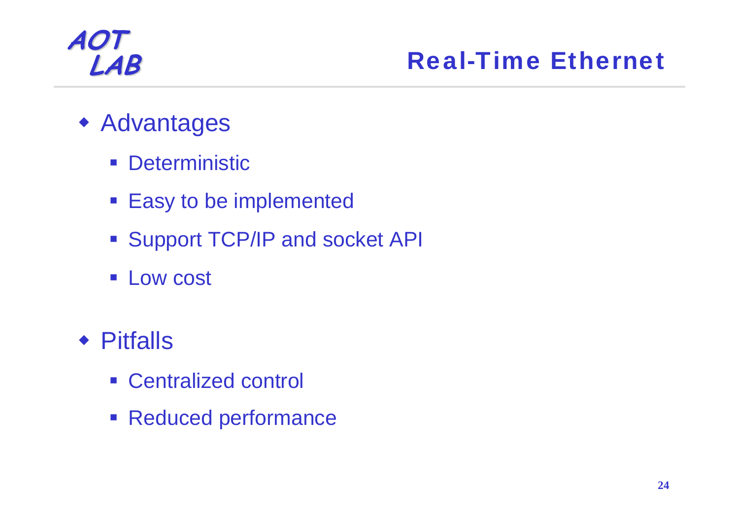# Real-Time Ethernet

- Advantages
  - Deterministic
  - Easy to be implemented
  - Support TCP/IP and socket API
  - Low cost
- Pitfalls
  - Centralized control
  - Reduced performance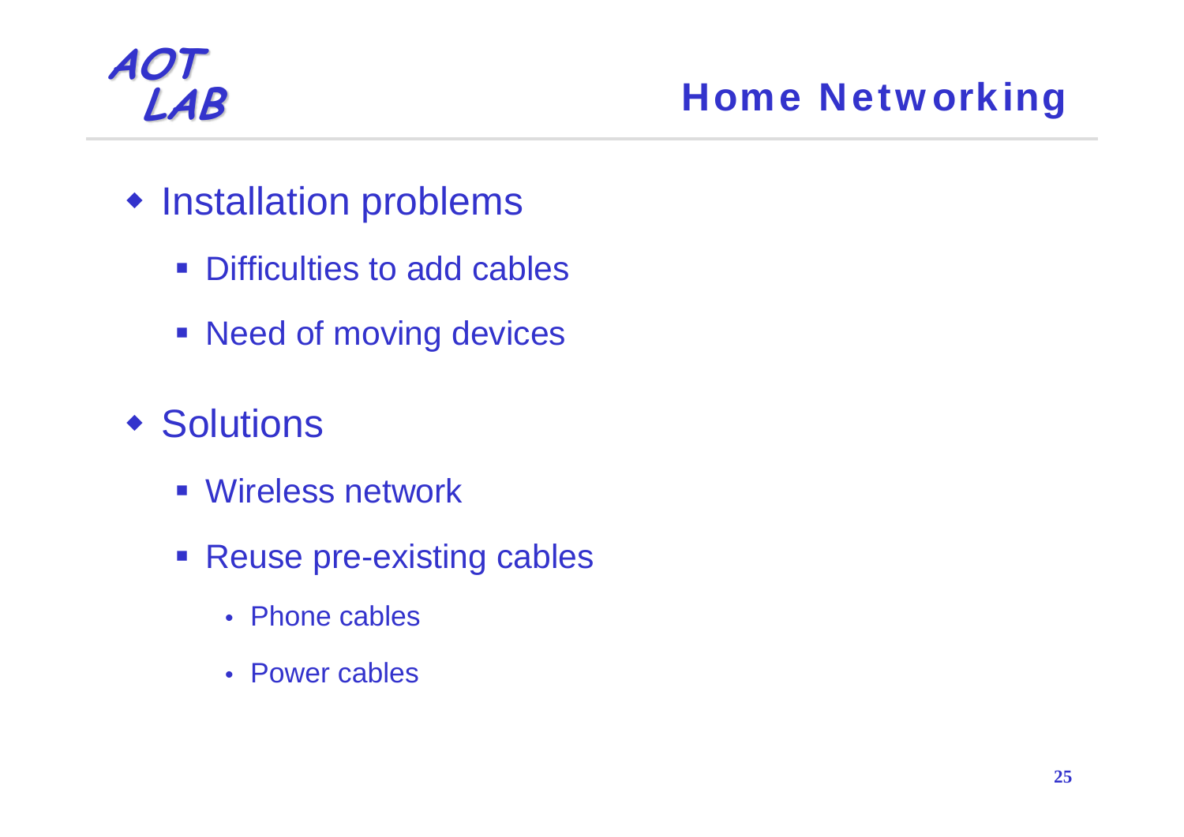# Home Networking

- Installation problems
  - Difficulties to add cables
  - Need of moving devices
- Solutions
  - Wireless network
  - Reuse pre-existing cables
    - Phone cables
    - Power cables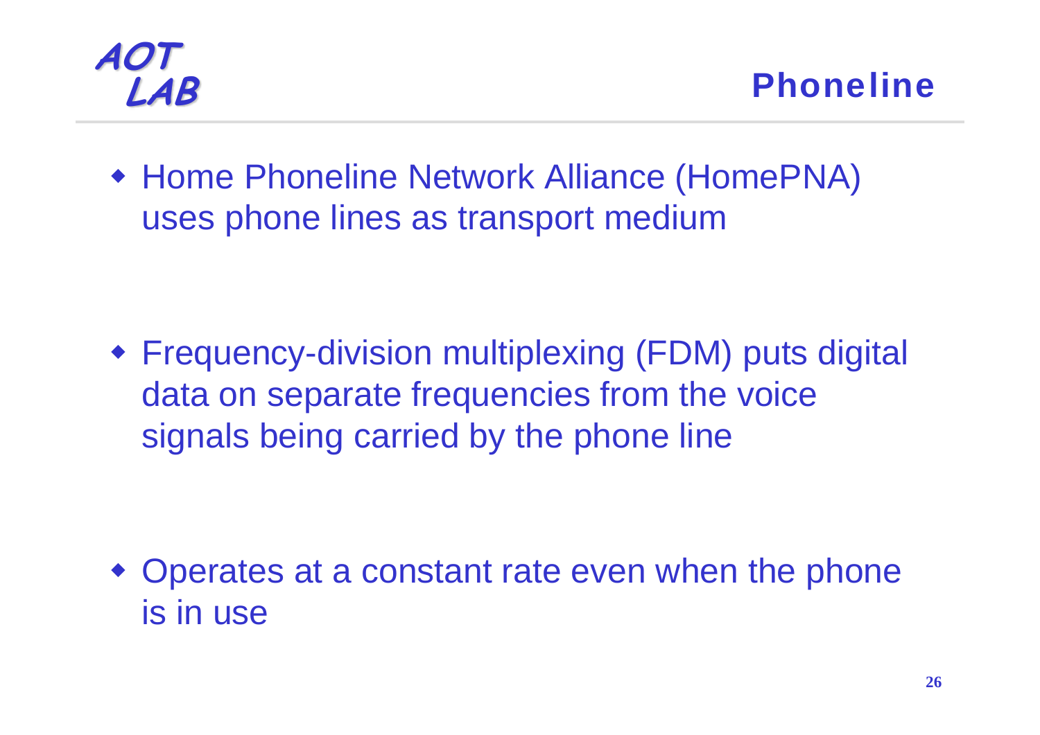# Phoneline

- Home Phoneline Network Alliance (HomePNA) uses phone lines as transport medium

- Frequency-division multiplexing (FDM) puts digital data on separate frequencies from the voice signals being carried by the phone line

- Operates at a constant rate even when the phone is in use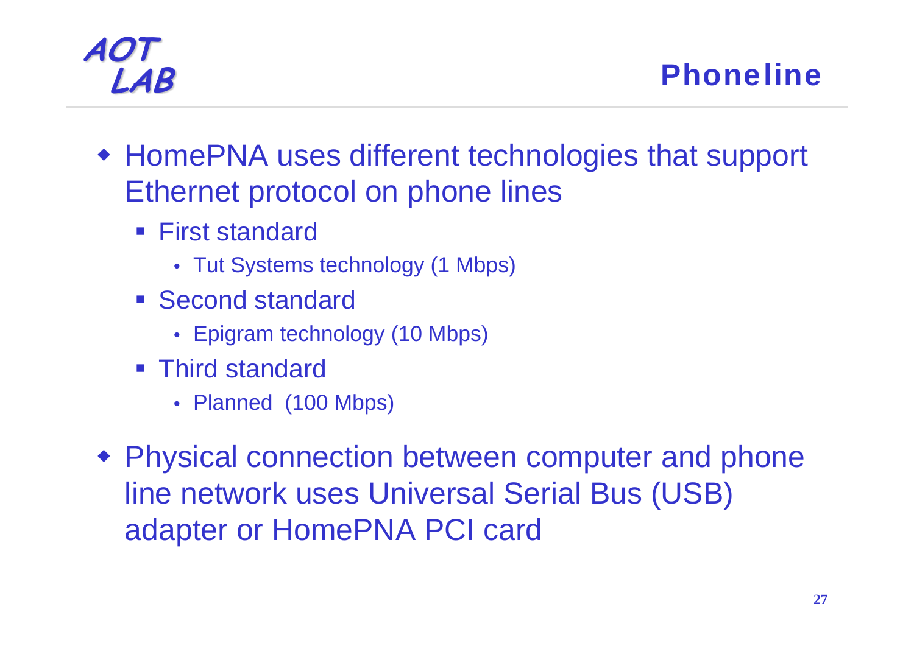# Phoneline

- HomePNA uses different technologies that support Ethernet protocol on phone lines
  - First standard
    - Tut Systems technology (1 Mbps)
  - Second standard
    - Epigram technology (10 Mbps)
  - Third standard
    - Planned (100 Mbps)
- Physical connection between computer and phone line network uses Universal Serial Bus (USB) adapter or HomePNA PCI card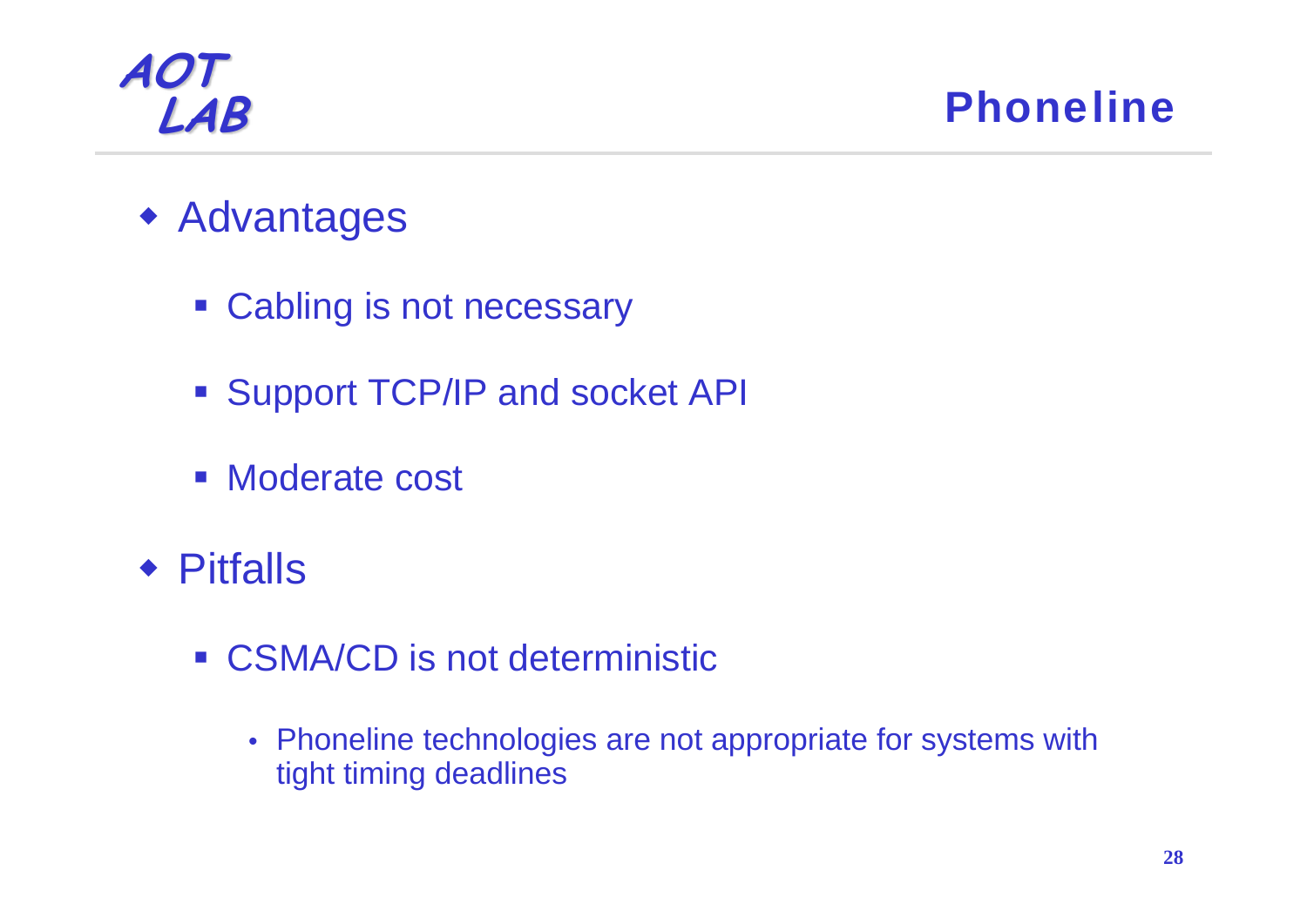# Phoneline

- Advantages
  - Cabling is not necessary
  - Support TCP/IP and socket API
  - Moderate cost
- Pitfalls
  - CSMA/CD is not deterministic
    - Phoneline technologies are not appropriate for systems with tight timing deadlines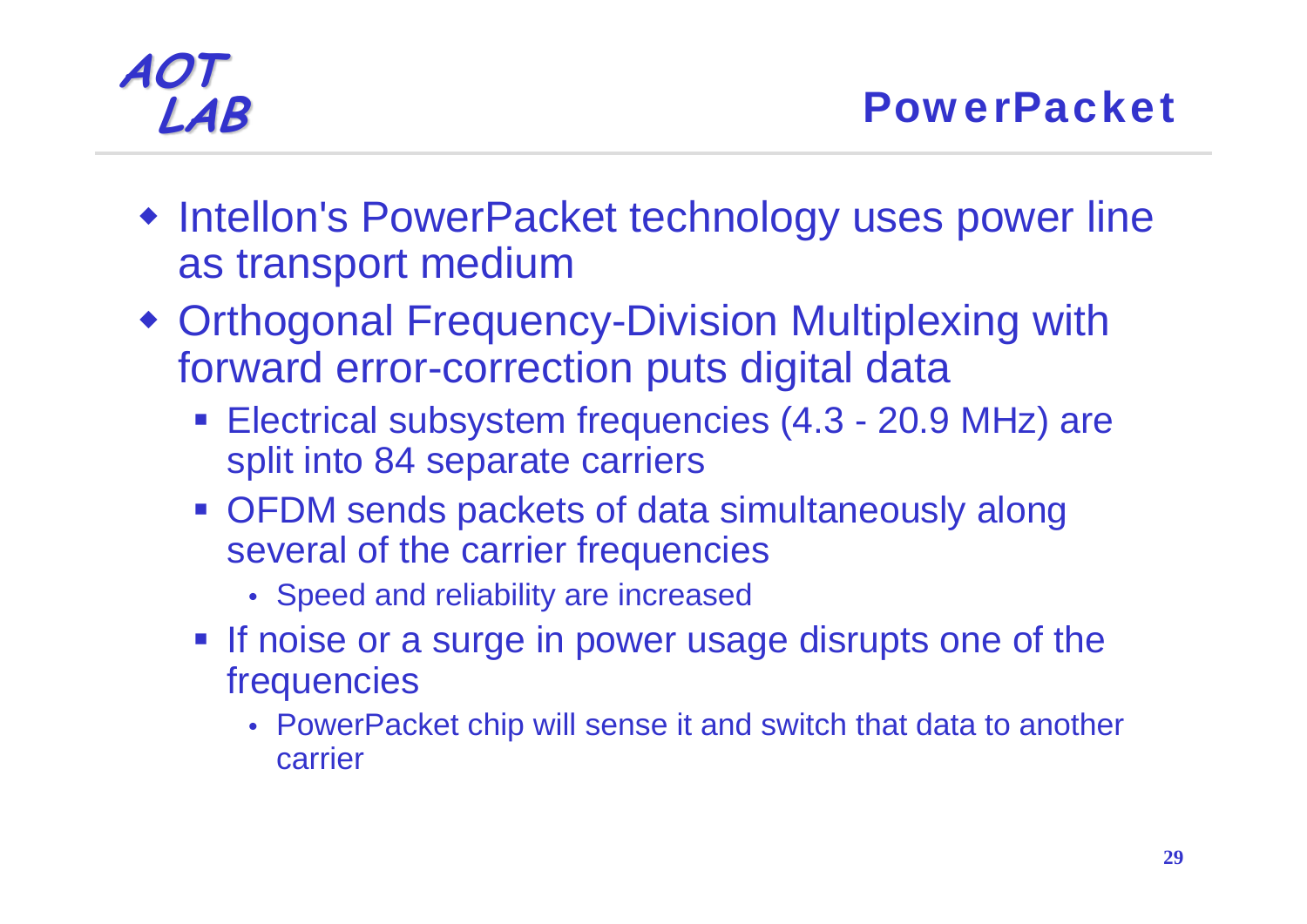## PowerPacket

- Intellon's PowerPacket technology uses power line as transport medium
- Orthogonal Frequency-Division Multiplexing with forward error-correction puts digital data
  - Electrical subsystem frequencies (4.3 - 20.9 MHz) are split into 84 separate carriers
  - OFDM sends packets of data simultaneously along several of the carrier frequencies
    - Speed and reliability are increased
  - If noise or a surge in power usage disrupts one of the frequencies
    - PowerPacket chip will sense it and switch that data to another carrier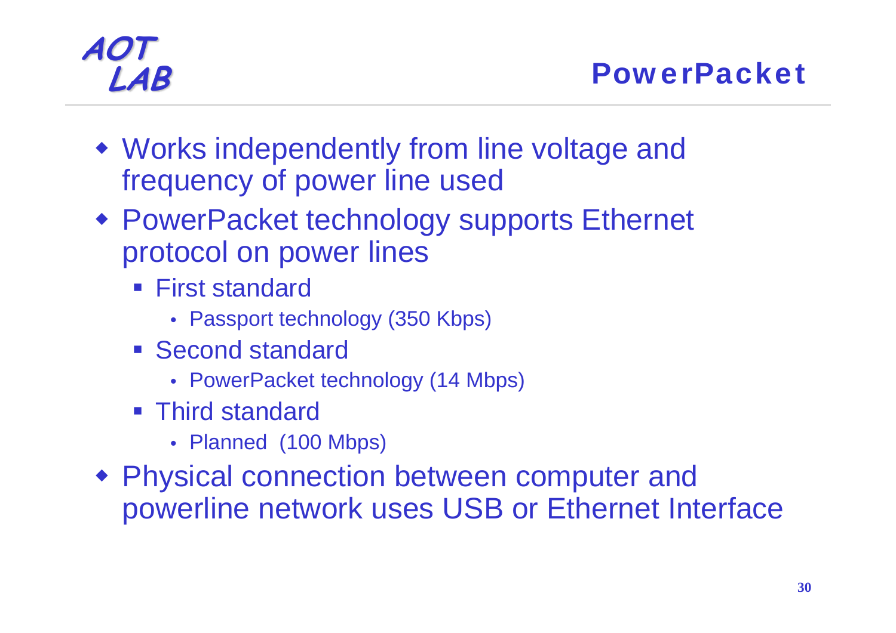# PowerPacket

- Works independently from line voltage and frequency of power line used
- PowerPacket technology supports Ethernet protocol on power lines
  - First standard
    - Passport technology (350 Kbps)
  - Second standard
    - PowerPacket technology (14 Mbps)
  - Third standard
    - Planned (100 Mbps)
- Physical connection between computer and powerline network uses USB or Ethernet Interface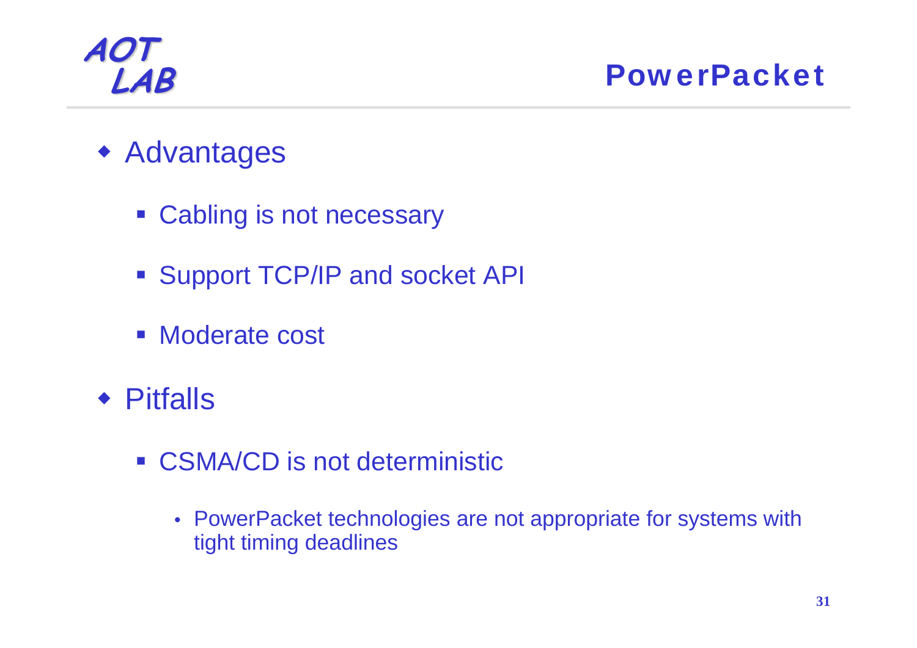# PowerPacket

- Advantages
  - Cabling is not necessary
  - Support TCP/IP and socket API
  - Moderate cost
- Pitfalls
  - CSMA/CD is not deterministic
    - PowerPacket technologies are not appropriate for systems with tight timing deadlines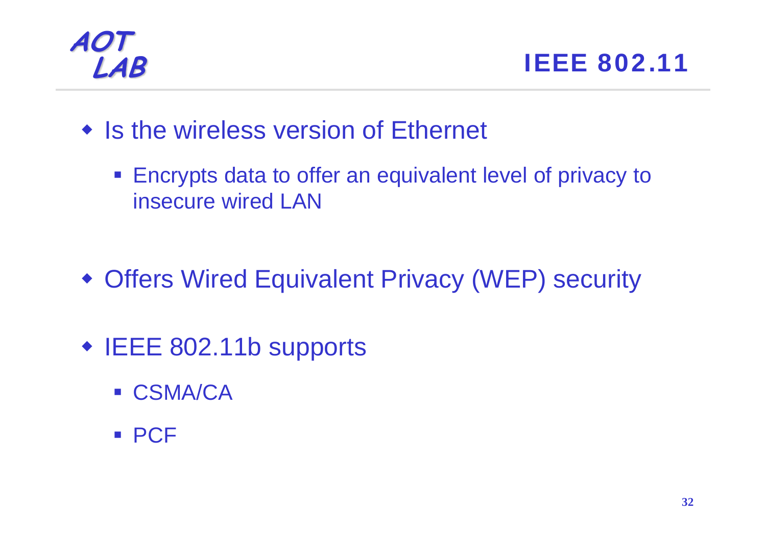# IEEE 802.11

- Is the wireless version of Ethernet
  - Encrypts data to offer an equivalent level of privacy to insecure wired LAN
- Offers Wired Equivalent Privacy (WEP) security
- IEEE 802.11b supports
  - CSMA/CA
  - PCF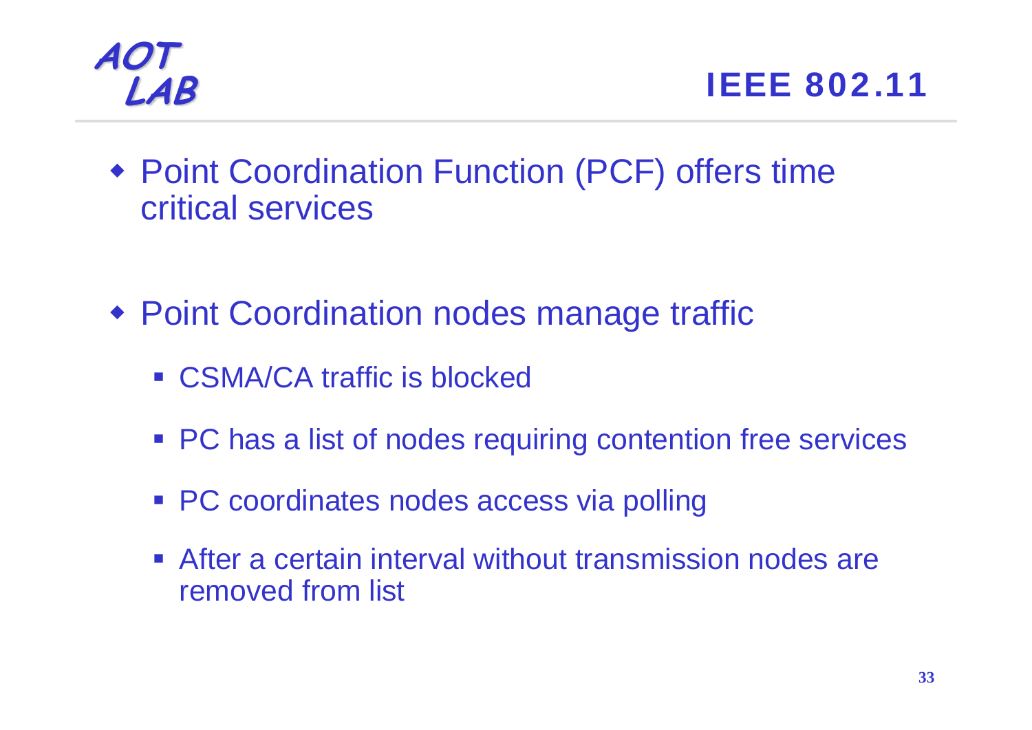# IEEE 802.11

- Point Coordination Function (PCF) offers time critical services

- Point Coordination nodes manage traffic
  - CSMA/CA traffic is blocked
  - PC has a list of nodes requiring contention free services
  - PC coordinates nodes access via polling
  - After a certain interval without transmission nodes are removed from list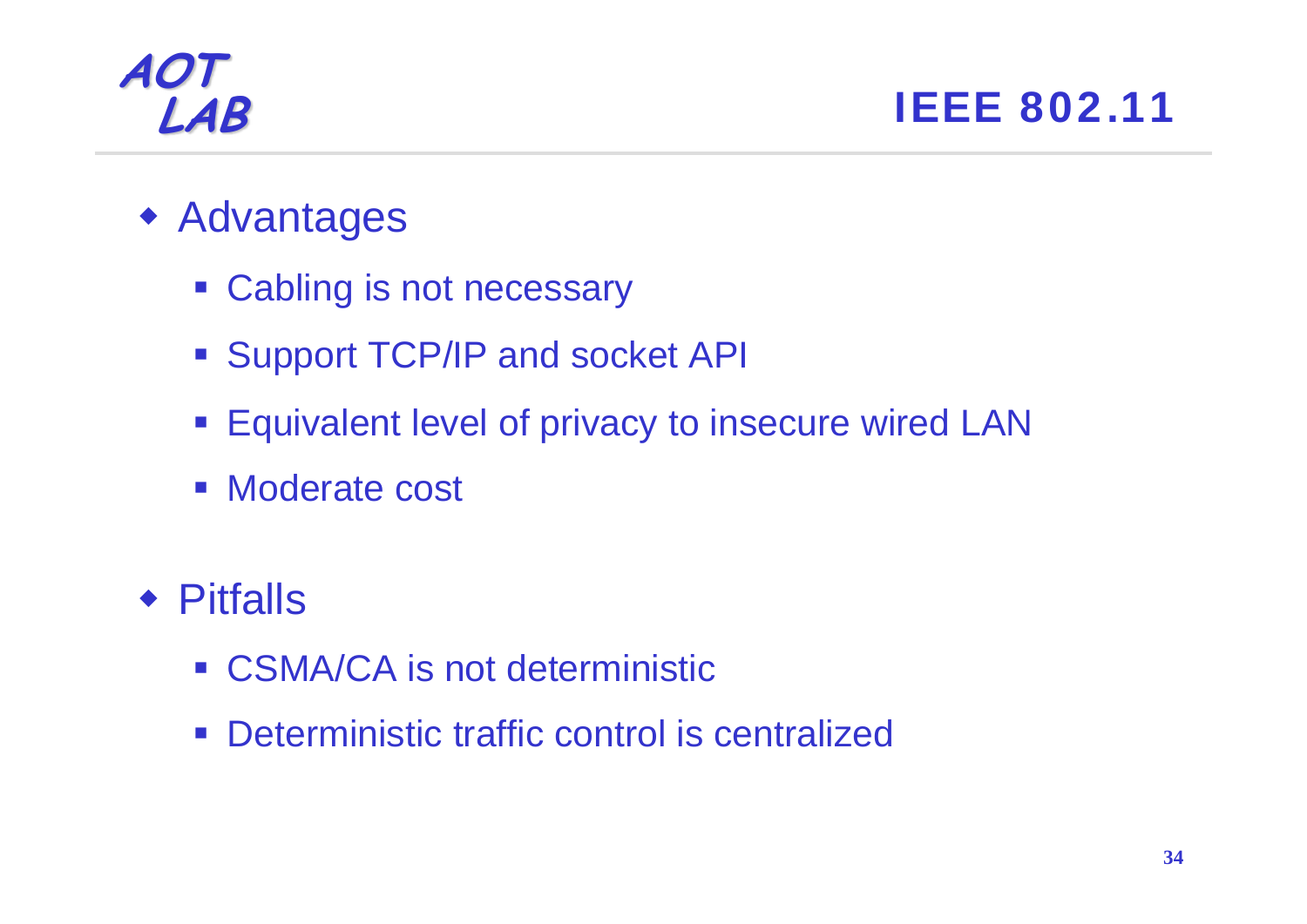# IEEE 802.11

- Advantages
  - Cabling is not necessary
  - Support TCP/IP and socket API
  - Equivalent level of privacy to insecure wired LAN
  - Moderate cost
- Pitfalls
  - CSMA/CA is not deterministic
  - Deterministic traffic control is centralized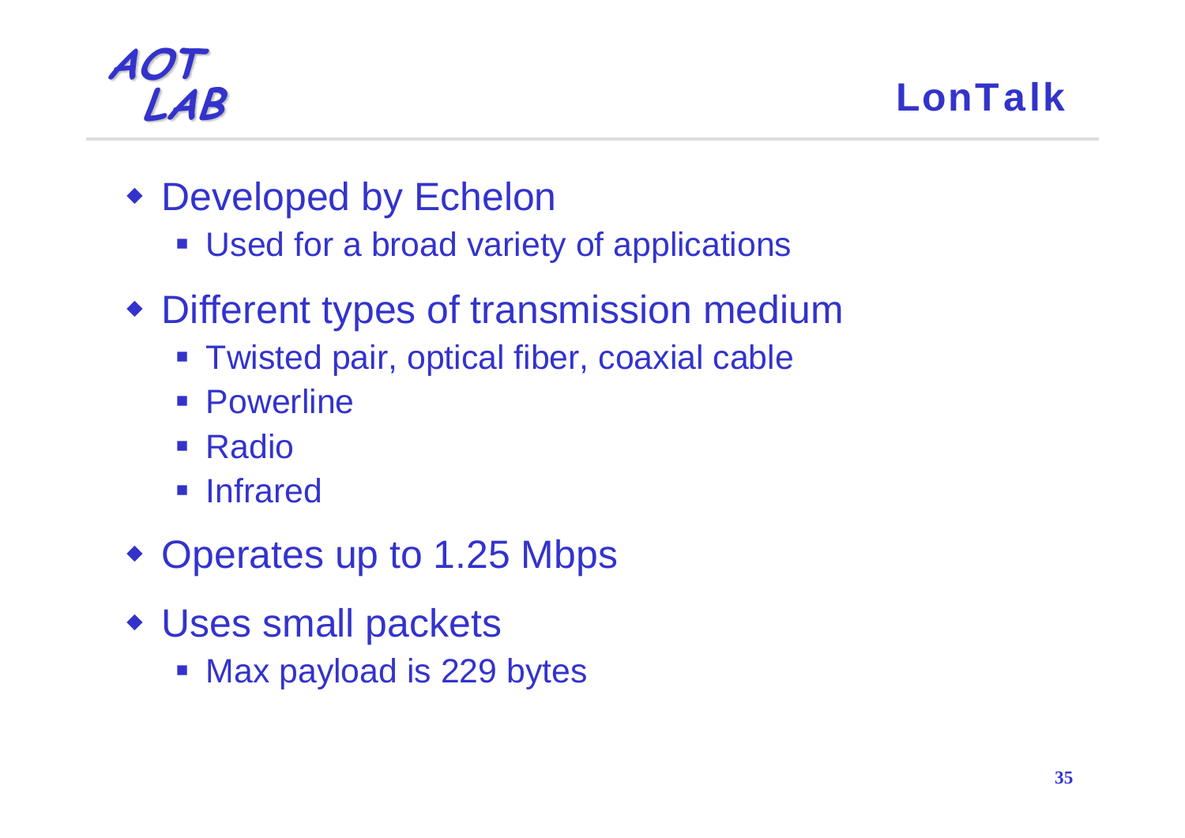# LonTalk

- Developed by Echelon
  - Used for a broad variety of applications
- Different types of transmission medium
  - Twisted pair, optical fiber, coaxial cable
  - Powerline
  - Radio
  - Infrared
- Operates up to 1.25 Mbps
- Uses small packets
  - Max payload is 229 bytes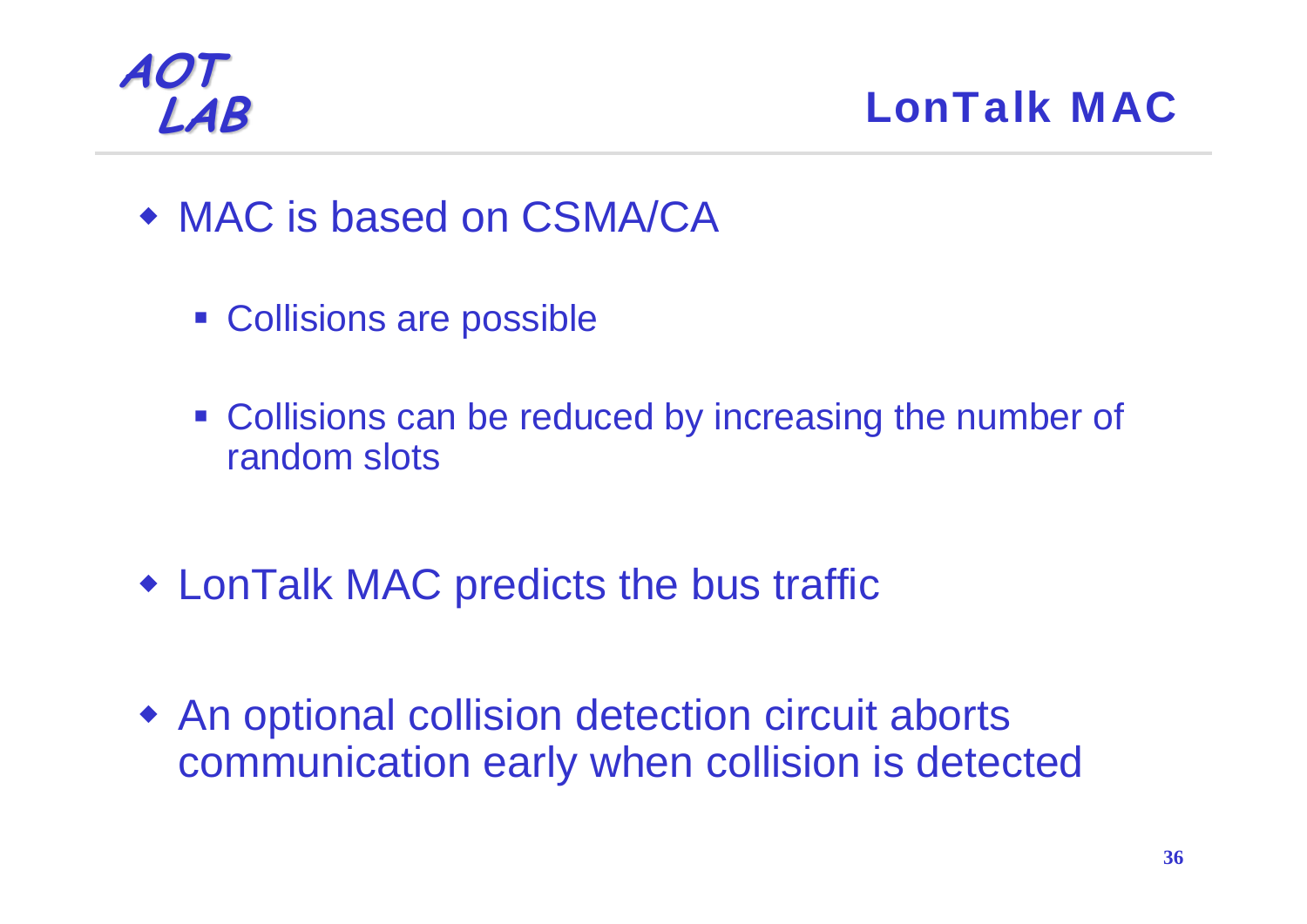# LonTalk MAC

- MAC is based on CSMA/CA
  - Collisions are possible
  - Collisions can be reduced by increasing the number of random slots
- LonTalk MAC predicts the bus traffic
- An optional collision detection circuit aborts communication early when collision is detected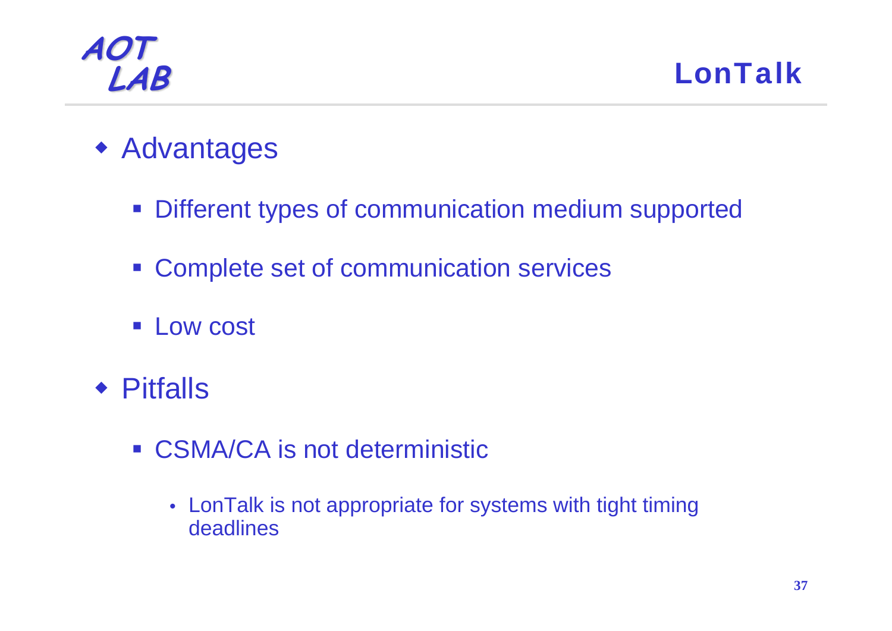# LonTalk

- Advantages
  - Different types of communication medium supported
  - Complete set of communication services
  - Low cost
- Pitfalls
  - CSMA/CA is not deterministic
    - LonTalk is not appropriate for systems with tight timing deadlines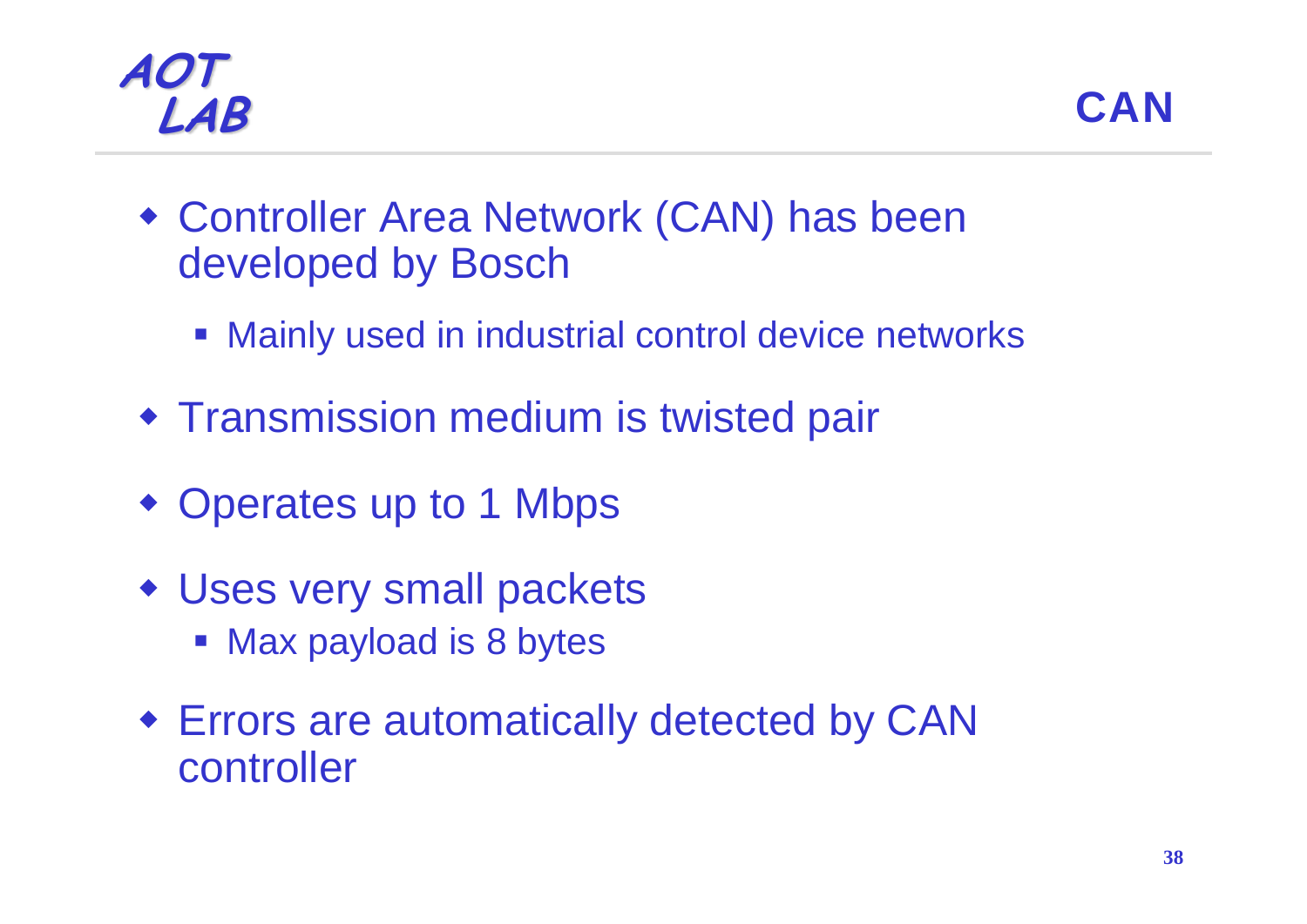# CAN

- Controller Area Network (CAN) has been developed by Bosch
  - Mainly used in industrial control device networks
- Transmission medium is twisted pair
- Operates up to 1 Mbps
- Uses very small packets
  - Max payload is 8 bytes
- Errors are automatically detected by CAN controller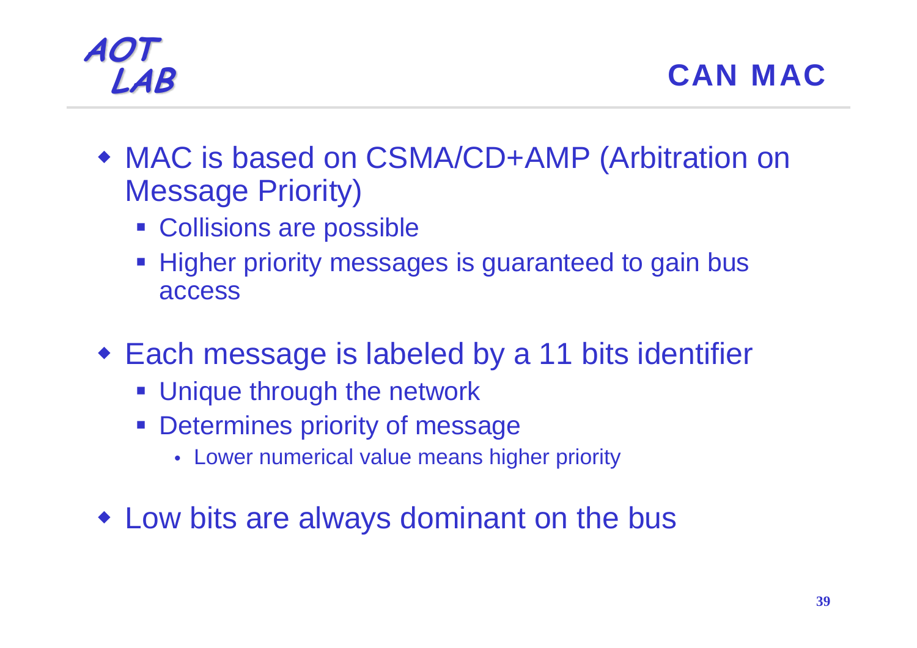# CAN MAC

- MAC is based on CSMA/CD+AMP (Arbitration on Message Priority)
  - Collisions are possible
  - Higher priority messages is guaranteed to gain bus access
- Each message is labeled by a 11 bits identifier
  - Unique through the network
  - Determines priority of message
    - Lower numerical value means higher priority
- Low bits are always dominant on the bus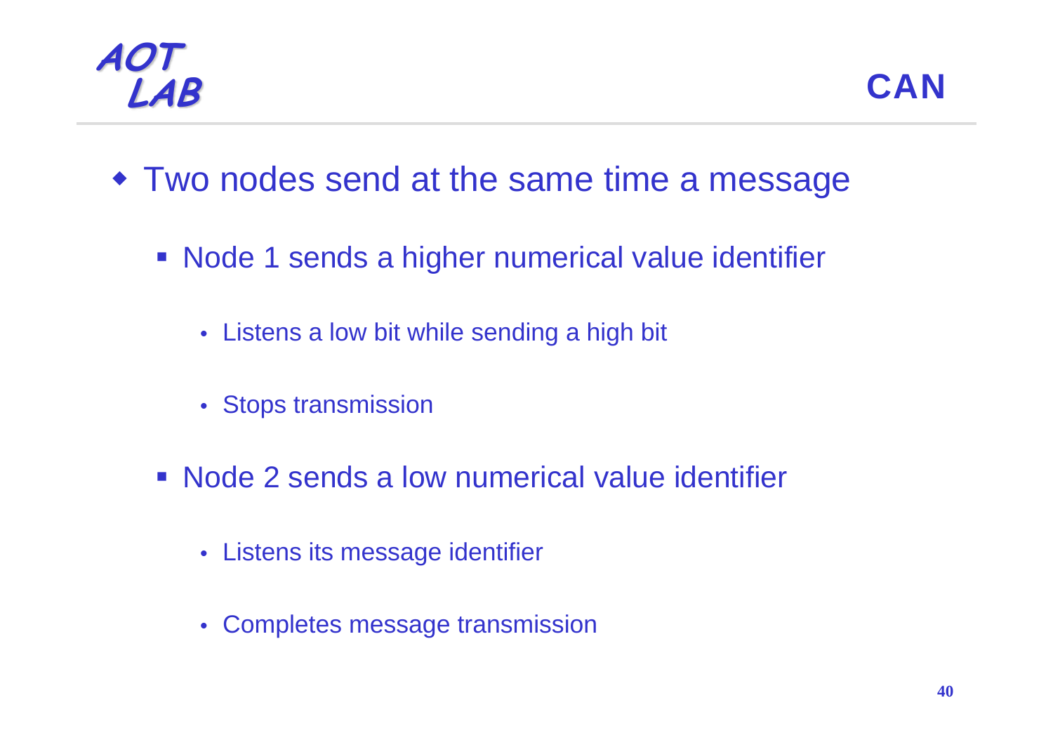## CAN

- Two nodes send at the same time a message
  - Node 1 sends a higher numerical value identifier
    - Listens a low bit while sending a high bit
    - Stops transmission
  - Node 2 sends a low numerical value identifier
    - Listens its message identifier
    - Completes message transmission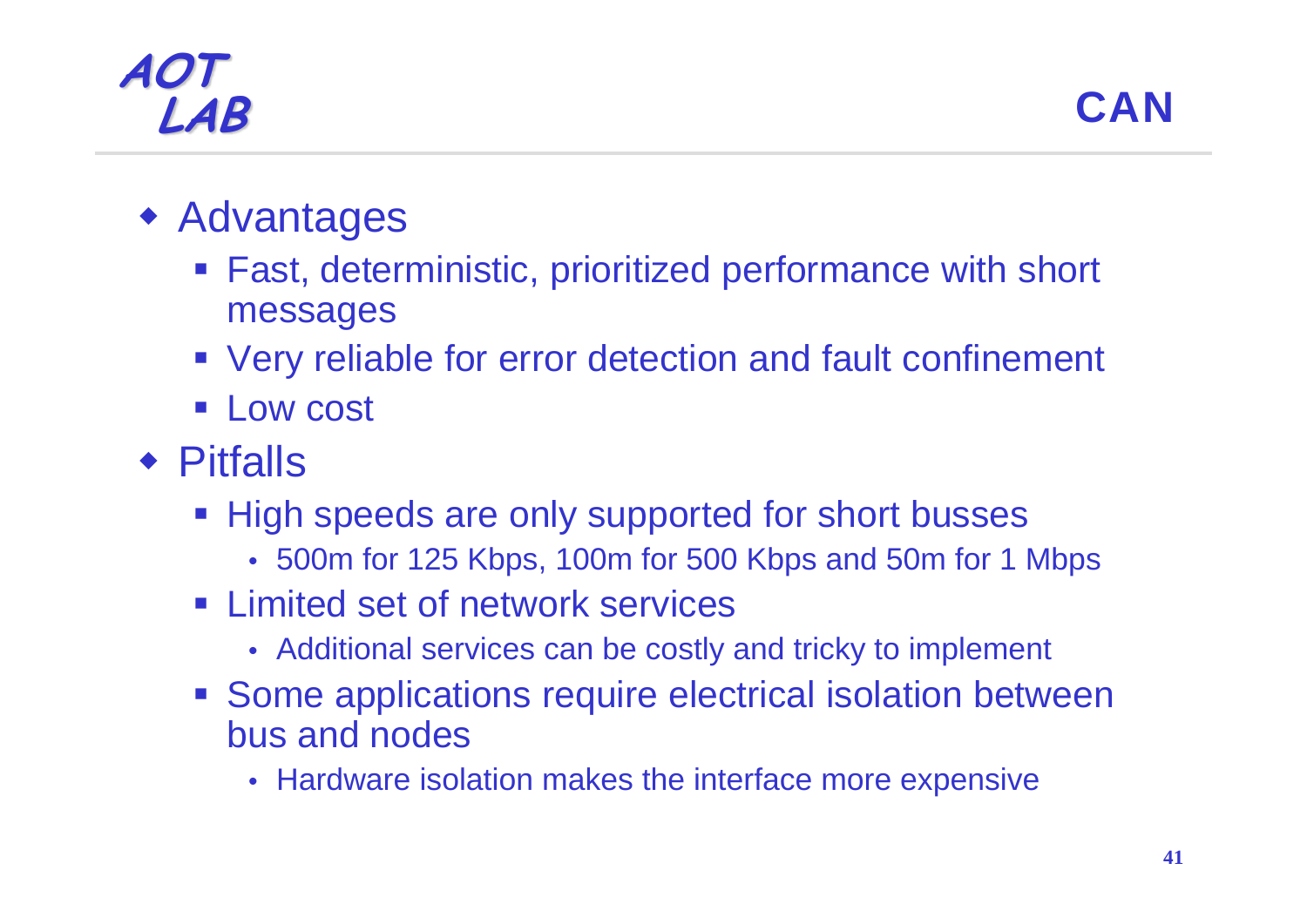# CAN

- Advantages
  - Fast, deterministic, prioritized performance with short messages
  - Very reliable for error detection and fault confinement
  - Low cost
- Pitfalls
  - High speeds are only supported for short busses
    - 500m for 125 Kbps, 100m for 500 Kbps and 50m for 1 Mbps
  - Limited set of network services
    - Additional services can be costly and tricky to implement
  - Some applications require electrical isolation between bus and nodes
    - Hardware isolation makes the interface more expensive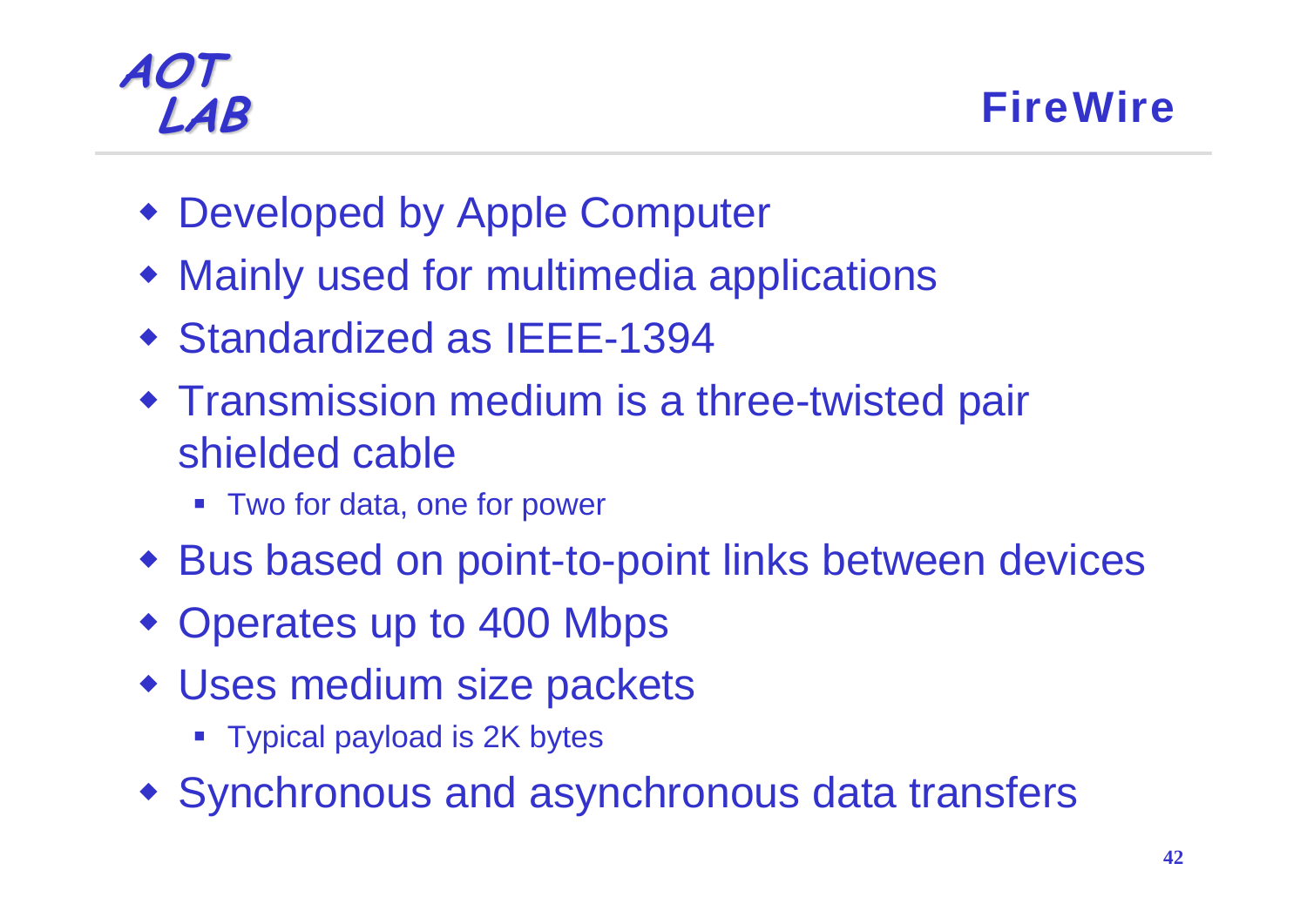# FireWire

- Developed by Apple Computer
- Mainly used for multimedia applications
- Standardized as IEEE-1394
- Transmission medium is a three-twisted pair shielded cable
  - Two for data, one for power
- Bus based on point-to-point links between devices
- Operates up to 400 Mbps
- Uses medium size packets
  - Typical payload is 2K bytes
- Synchronous and asynchronous data transfers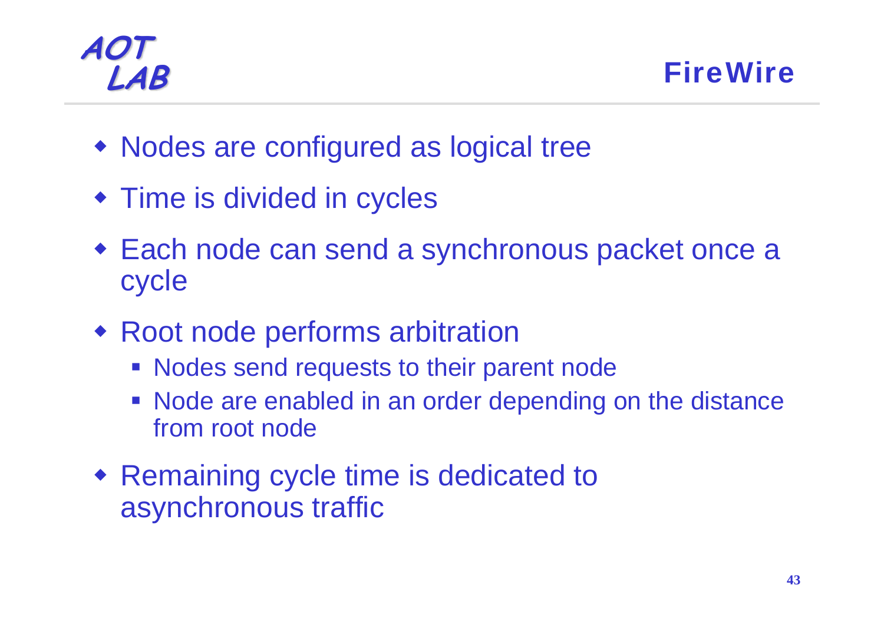# FireWire

- Nodes are configured as logical tree
- Time is divided in cycles
- Each node can send a synchronous packet once a cycle
- Root node performs arbitration
  - Nodes send requests to their parent node
  - Node are enabled in an order depending on the distance from root node
- Remaining cycle time is dedicated to asynchronous traffic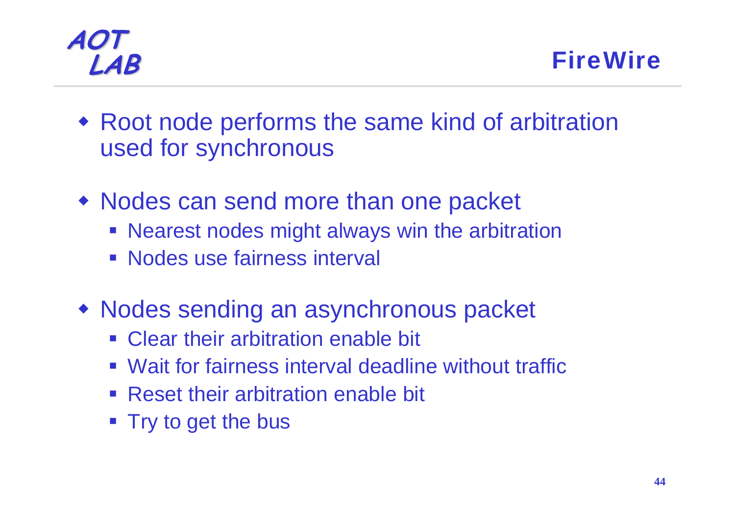# FireWire

- Root node performs the same kind of arbitration used for synchronous
- Nodes can send more than one packet
  - Nearest nodes might always win the arbitration
  - Nodes use fairness interval
- Nodes sending an asynchronous packet
  - Clear their arbitration enable bit
  - Wait for fairness interval deadline without traffic
  - Reset their arbitration enable bit
  - Try to get the bus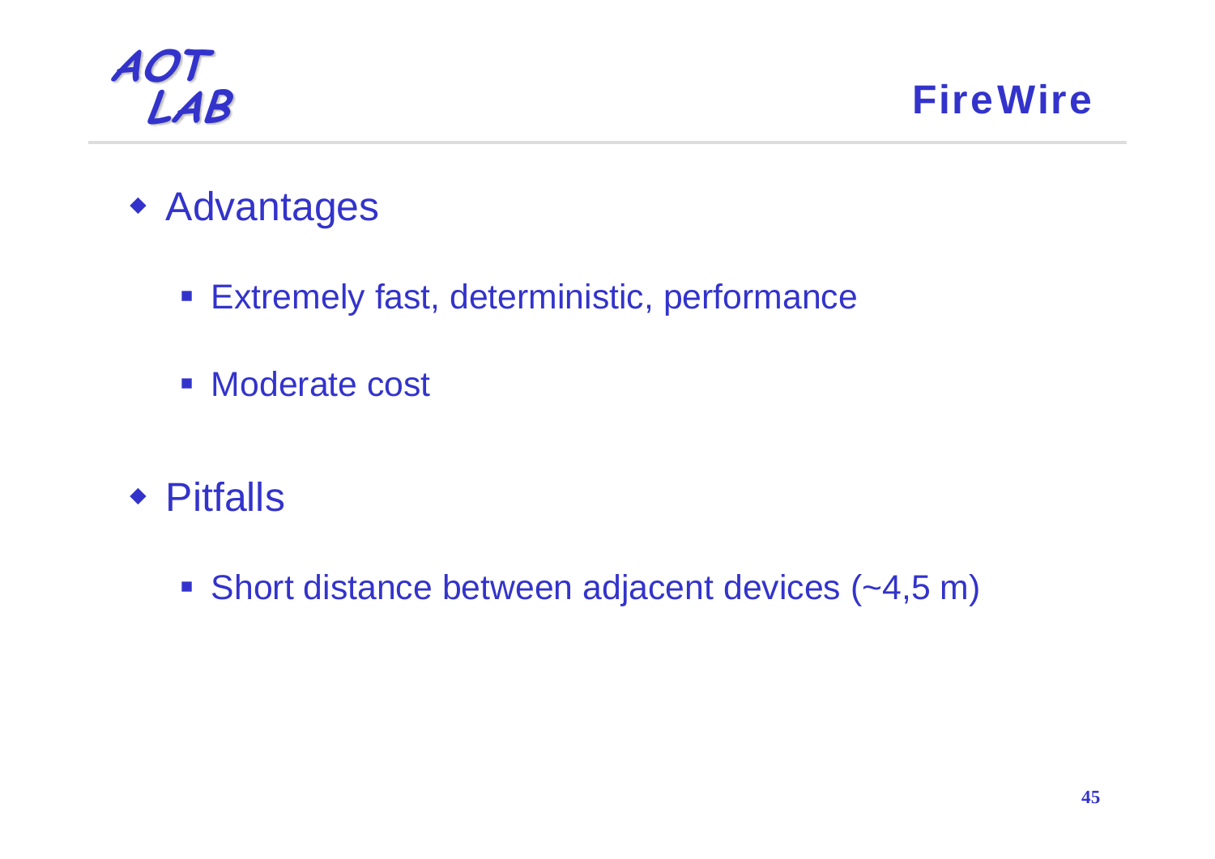# FireWire

- Advantages
  - Extremely fast, deterministic, performance
  - Moderate cost
- Pitfalls
  - Short distance between adjacent devices (~4,5 m)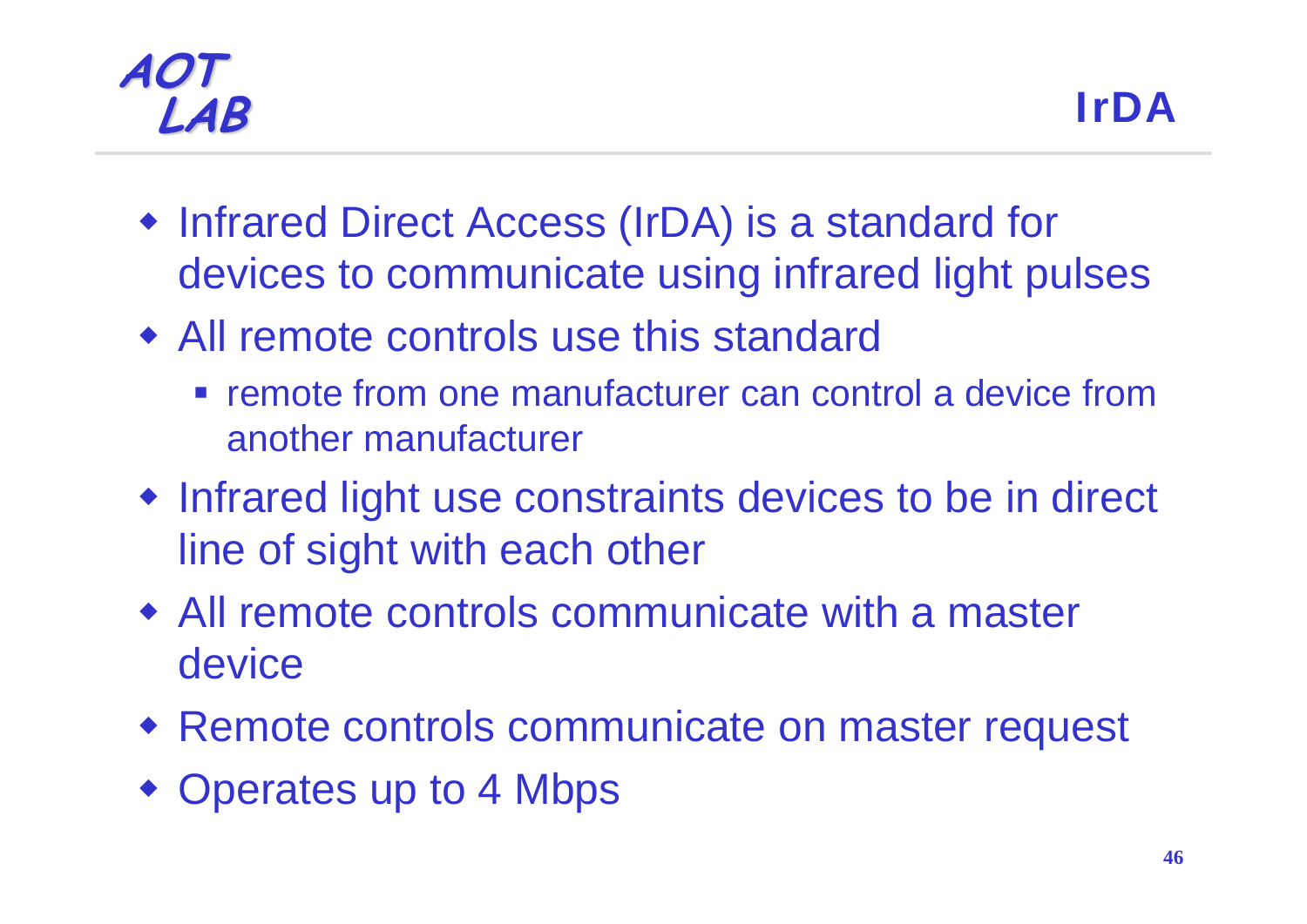# IrDA

- Infrared Direct Access (IrDA) is a standard for devices to communicate using infrared light pulses
- All remote controls use this standard
  - remote from one manufacturer can control a device from another manufacturer
- Infrared light use constraints devices to be in direct line of sight with each other
- All remote controls communicate with a master device
- Remote controls communicate on master request
- Operates up to 4 Mbps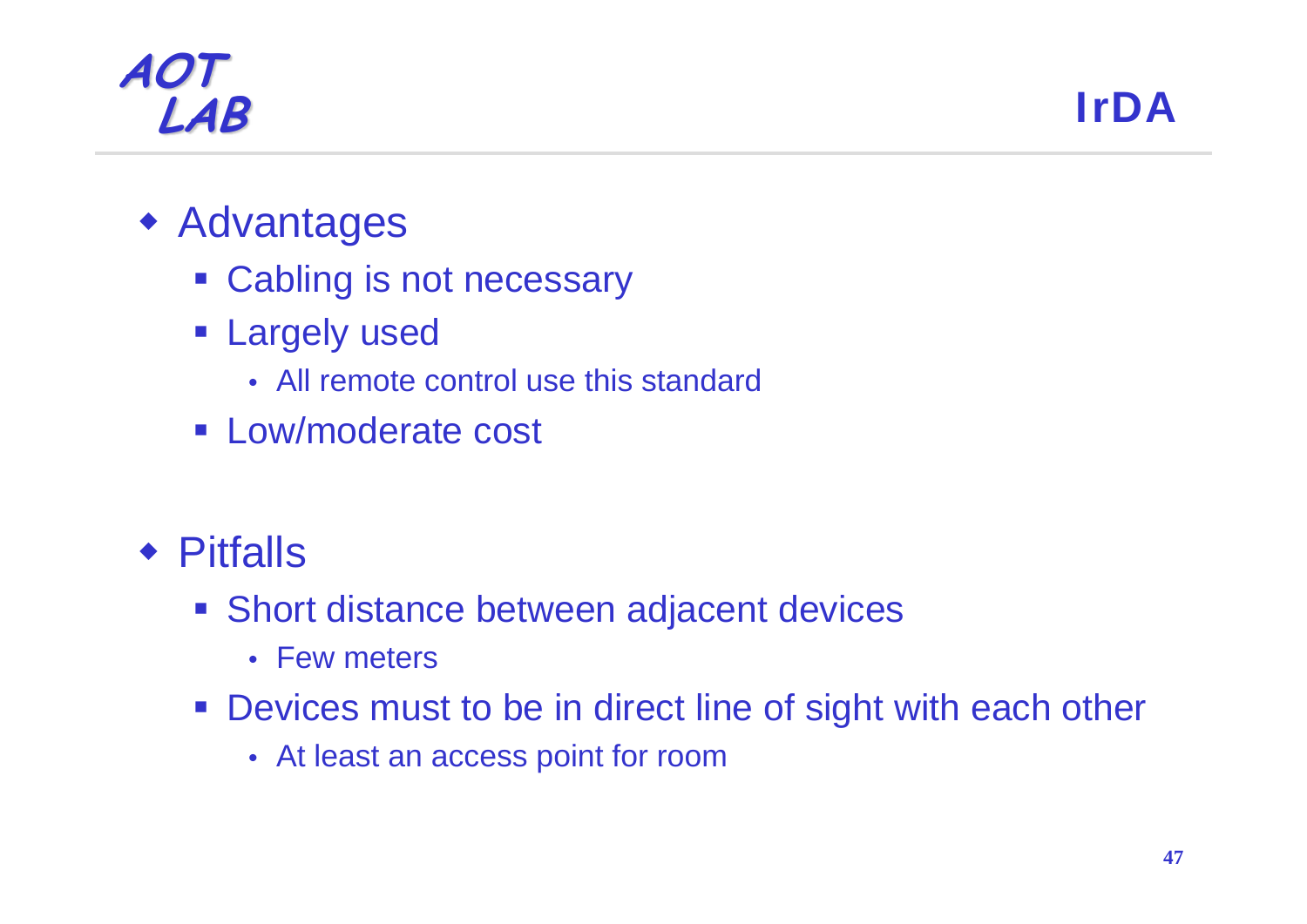# IrDA

- Advantages
  - Cabling is not necessary
  - Largely used
    - All remote control use this standard
  - Low/moderate cost

- Pitfalls
  - Short distance between adjacent devices
    - Few meters
  - Devices must to be in direct line of sight with each other
    - At least an access point for room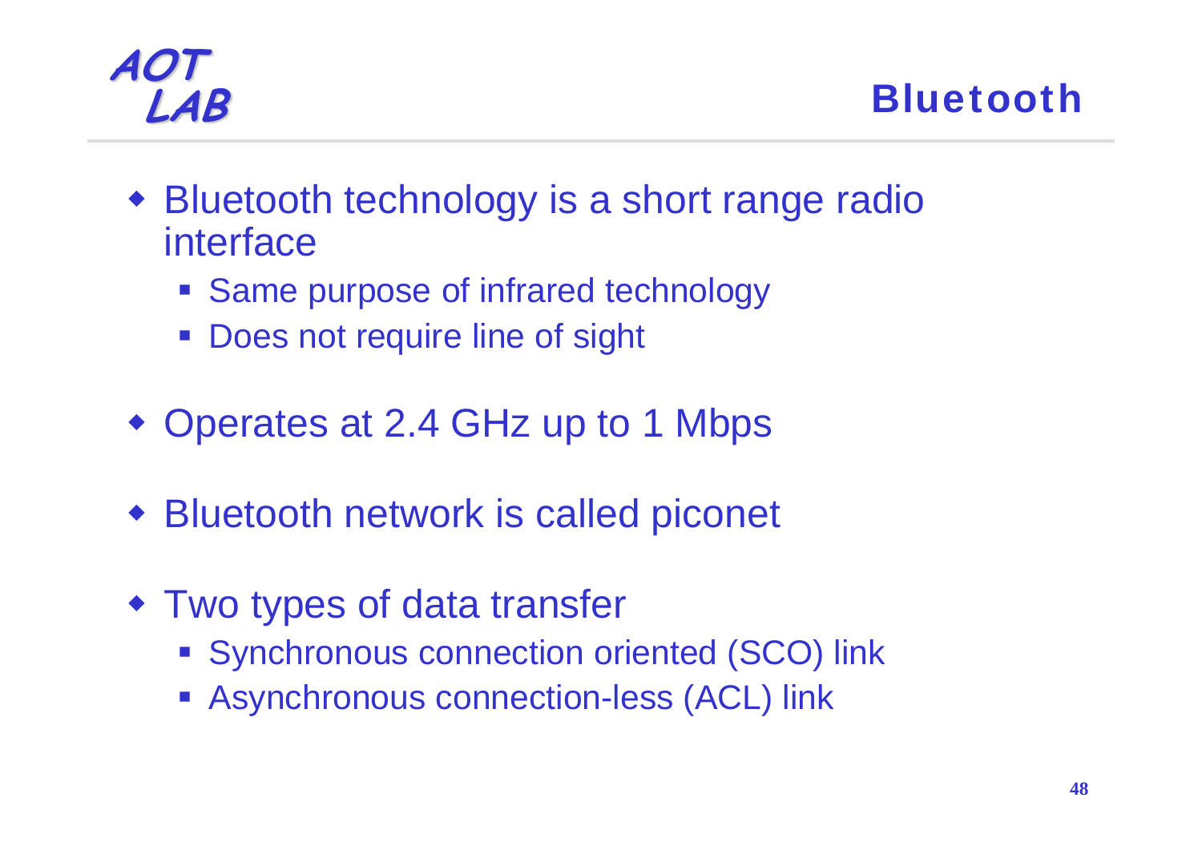# Bluetooth

- Bluetooth technology is a short range radio interface
  - Same purpose of infrared technology
  - Does not require line of sight
- Operates at 2.4 GHz up to 1 Mbps
- Bluetooth network is called piconet
- Two types of data transfer
  - Synchronous connection oriented (SCO) link
  - Asynchronous connection-less (ACL) link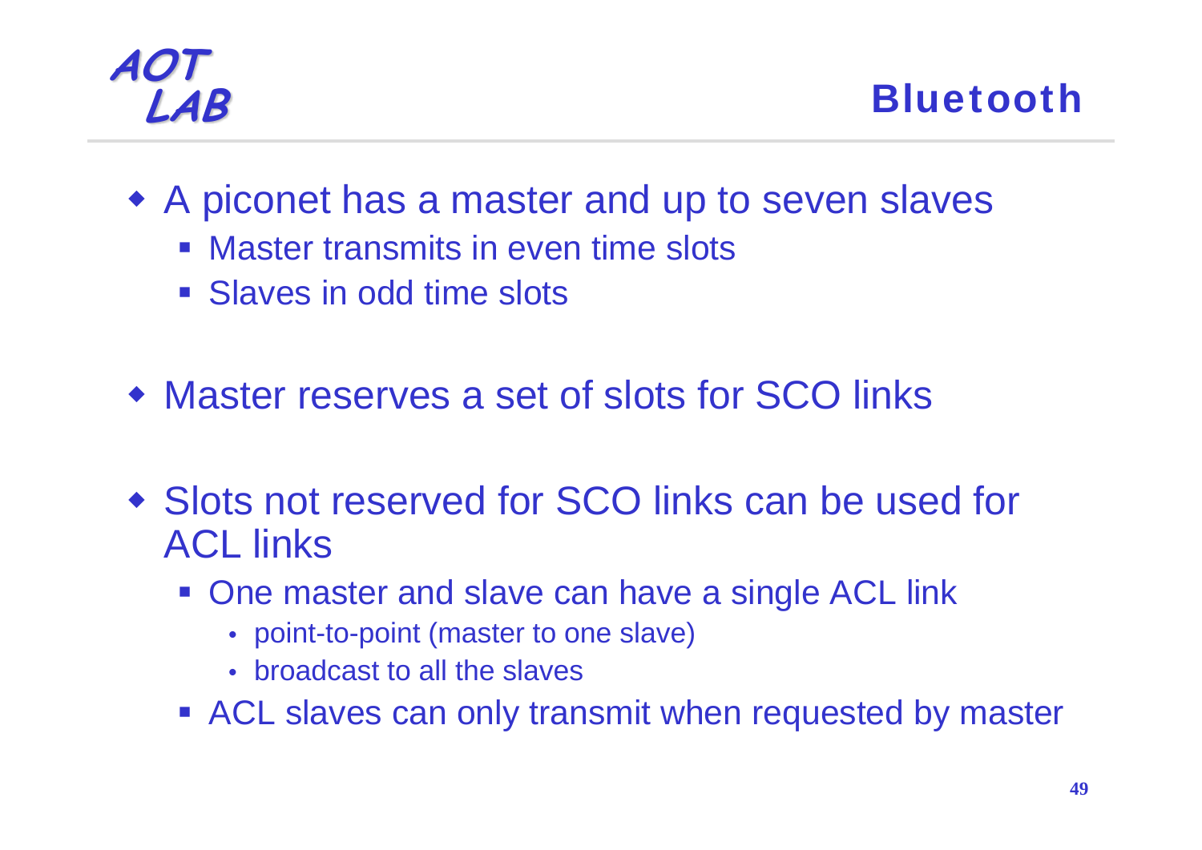# Bluetooth

- A piconet has a master and up to seven slaves
  - Master transmits in even time slots
  - Slaves in odd time slots
- Master reserves a set of slots for SCO links
- Slots not reserved for SCO links can be used for ACL links
  - One master and slave can have a single ACL link
    - point-to-point (master to one slave)
    - broadcast to all the slaves
  - ACL slaves can only transmit when requested by master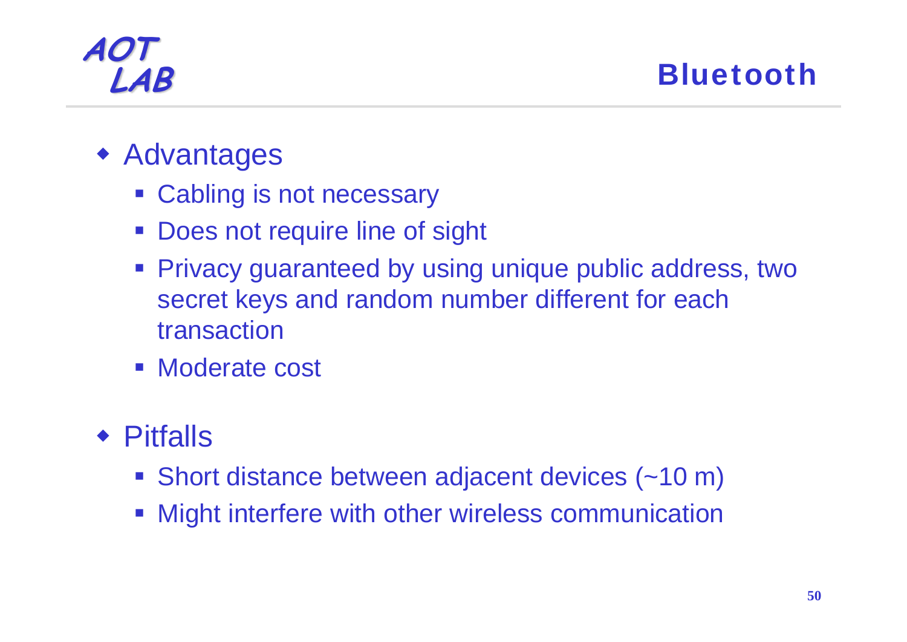# Bluetooth

- Advantages
  - Cabling is not necessary
  - Does not require line of sight
  - Privacy guaranteed by using unique public address, two secret keys and random number different for each transaction
  - Moderate cost
- Pitfalls
  - Short distance between adjacent devices (~10 m)
  - Might interfere with other wireless communication